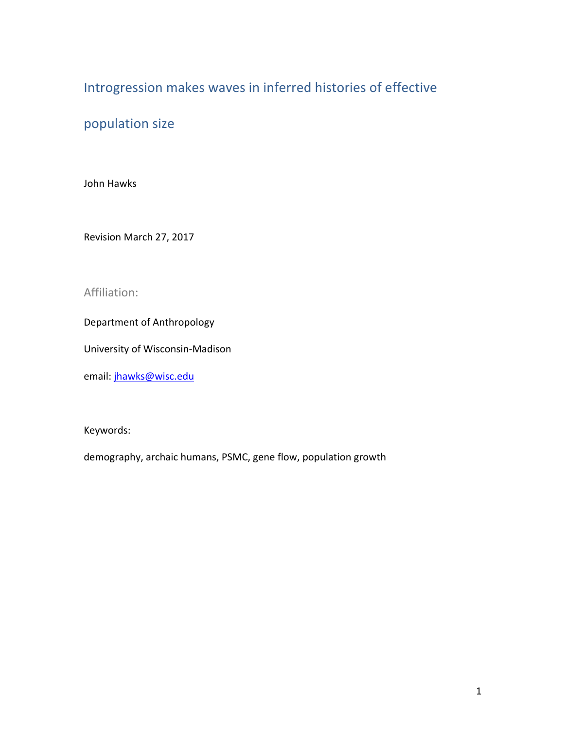# Introgression makes waves in inferred histories of effective population size

John Hawks

Revision March 27, 2017

## Affiliation:

Department of Anthropology

University of Wisconsin-Madison

email: [jhawks@wisc.edu](mailto:jhawks@wisc.edu)

Keywords:

demography, archaic humans, PSMC, gene flow, population growth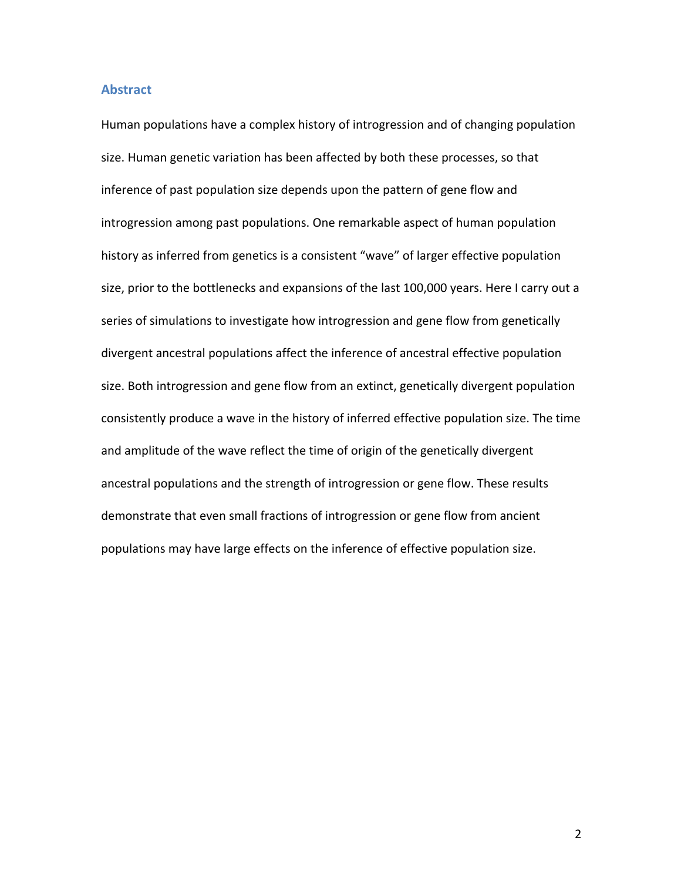## Abstract

Human populations have a complex history of introgression and of changing population size. Human genetic variation has been affected by both these processes, so that inference of past population size depends upon the pattern of gene flow and introgression among past populations. One remarkable aspect of human population history as inferred from genetics is a consistent "wave" of larger effective population size, prior to the bottlenecks and expansions of the last 100,000 years. Here I carry out a series of simulations to investigate how introgression and gene flow from genetically divergent ancestral populations affect the inference of ancestral effective population size. Both introgression and gene flow from an extinct, genetically divergent population consistently produce a wave in the history of inferred effective population size. The time and amplitude of the wave reflect the time of origin of the genetically divergent ancestral populations and the strength of introgression or gene flow. These results demonstrate that even small fractions of introgression or gene flow from ancient populations may have large effects on the inference of effective population size.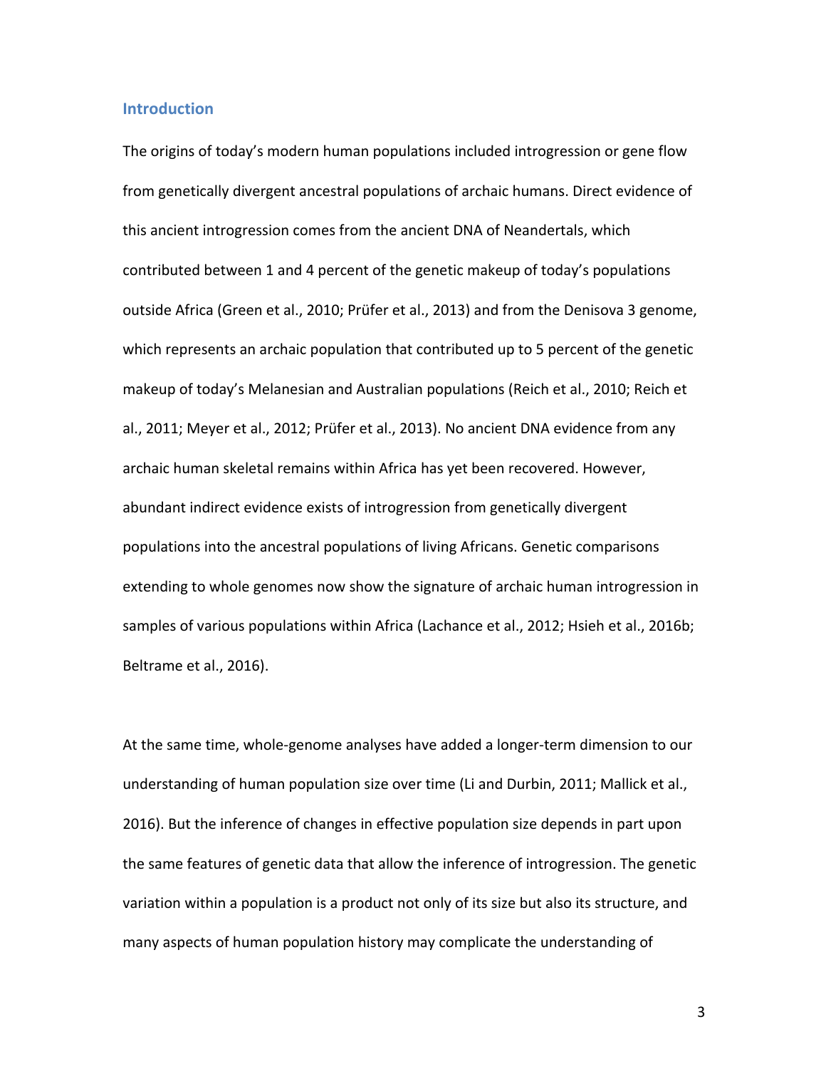## Introduction

The origins of today's modern human populations included introgression or gene flow from genetically divergent ancestral populations of archaic humans. Direct evidence of this ancient introgression comes from the ancient DNA of Neandertals, which contributed between 1 and 4 percent of the genetic makeup of today's populations outside Africa (Green et al., 2010; Prüfer et al., 2013) and from the Denisova 3 genome, which represents an archaic population that contributed up to 5 percent of the genetic makeup of today's Melanesian and Australian populations (Reich et al., 2010; Reich et al., 2011; Meyer et al., 2012; Prüfer et al., 2013). No ancient DNA evidence from any archaic human skeletal remains within Africa has yet been recovered. However, abundant indirect evidence exists of introgression from genetically divergent populations into the ancestral populations of living Africans. Genetic comparisons extending to whole genomes now show the signature of archaic human introgression in samples of various populations within Africa (Lachance et al., 2012; Hsieh et al., 2016b; Beltrame et al., 2016).

At the same time, whole-genome analyses have added a longer-term dimension to our understanding of human population size over time (Li and Durbin, 2011; Mallick et al., 2016). But the inference of changes in effective population size depends in part upon the same features of genetic data that allow the inference of introgression. The genetic variation within a population is a product not only of its size but also its structure, and many aspects of human population history may complicate the understanding of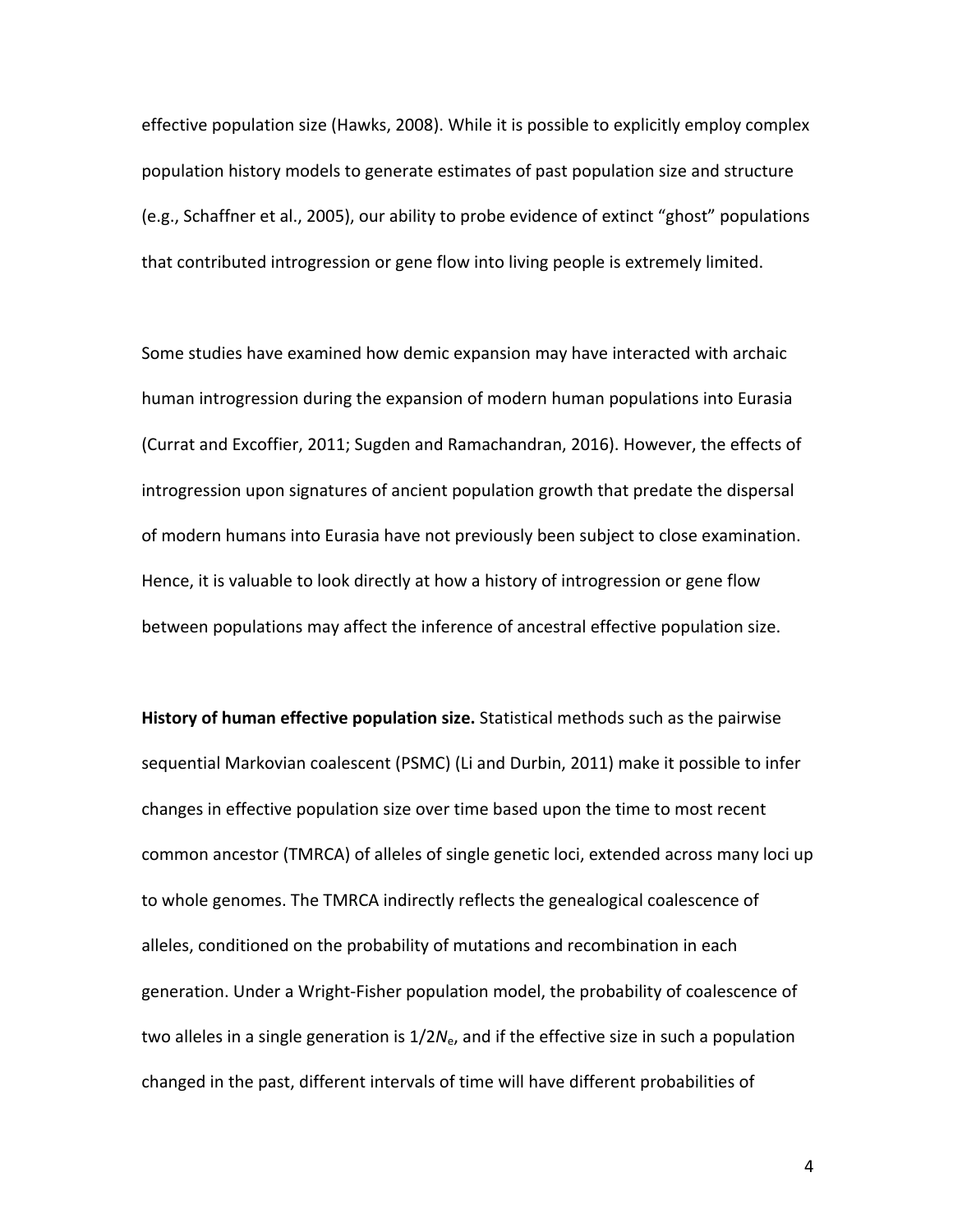effective population size (Hawks, 2008). While it is possible to explicitly employ complex population history models to generate estimates of past population size and structure (e.g., Schaffner et al., 2005), our ability to probe evidence of extinct "ghost" populations that contributed introgression or gene flow into living people is extremely limited.

Some studies have examined how demic expansion may have interacted with archaic human introgression during the expansion of modern human populations into Eurasia (Currat and Excoffier, 2011; Sugden and Ramachandran, 2016). However, the effects of introgression upon signatures of ancient population growth that predate the dispersal of modern humans into Eurasia have not previously been subject to close examination. Hence, it is valuable to look directly at how a history of introgression or gene flow between populations may affect the inference of ancestral effective population size.

**History of human effective population size.** Statistical methods such as the pairwise sequential Markovian coalescent (PSMC) (Li and Durbin, 2011) make it possible to infer changes in effective population size over time based upon the time to most recent common ancestor (TMRCA) of alleles of single genetic loci, extended across many loci up to whole genomes. The TMRCA indirectly reflects the genealogical coalescence of alleles, conditioned on the probability of mutations and recombination in each generation. Under a Wright-Fisher population model, the probability of coalescence of two alleles in a single generation is $1/2N_e$, and if the effective size in such a population changed in the past, different intervals of time will have different probabilities of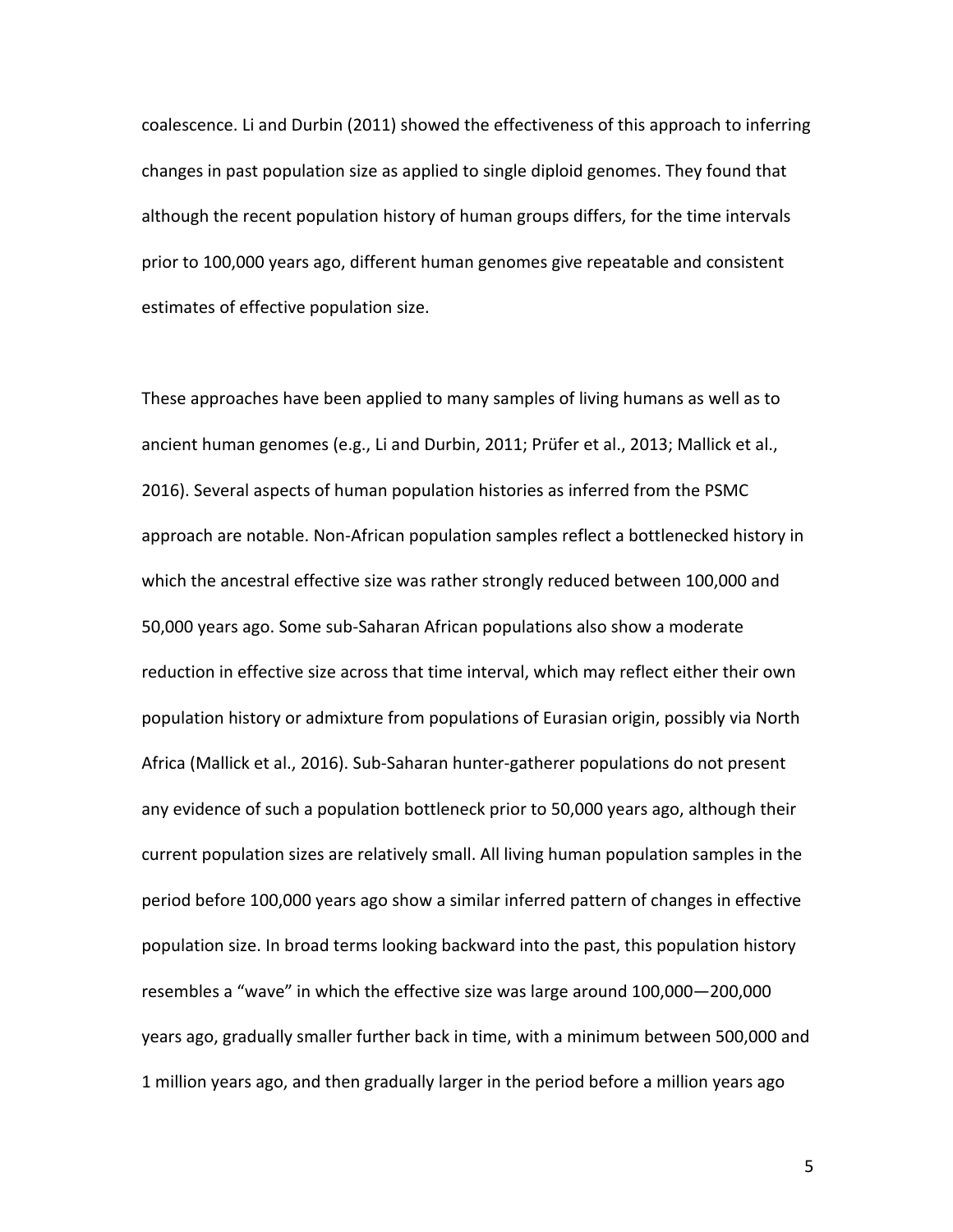coalescence. Li and Durbin (2011) showed the effectiveness of this approach to inferring changes in past population size as applied to single diploid genomes. They found that although the recent population history of human groups differs, for the time intervals prior to 100,000 years ago, different human genomes give repeatable and consistent estimates of effective population size.

These approaches have been applied to many samples of living humans as well as to ancient human genomes (e.g., Li and Durbin, 2011; Prüfer et al., 2013; Mallick et al., 2016). Several aspects of human population histories as inferred from the PSMC approach are notable. Non-African population samples reflect a bottlenecked history in which the ancestral effective size was rather strongly reduced between 100,000 and 50,000 years ago. Some sub-Saharan African populations also show a moderate reduction in effective size across that time interval, which may reflect either their own population history or admixture from populations of Eurasian origin, possibly via North Africa (Mallick et al., 2016). Sub-Saharan hunter-gatherer populations do not present any evidence of such a population bottleneck prior to 50,000 years ago, although their current population sizes are relatively small. All living human population samples in the period before 100,000 years ago show a similar inferred pattern of changes in effective population size. In broad terms looking backward into the past, this population history resembles a "wave" in which the effective size was large around 100,000—200,000 years ago, gradually smaller further back in time, with a minimum between 500,000 and 1 million years ago, and then gradually larger in the period before a million years ago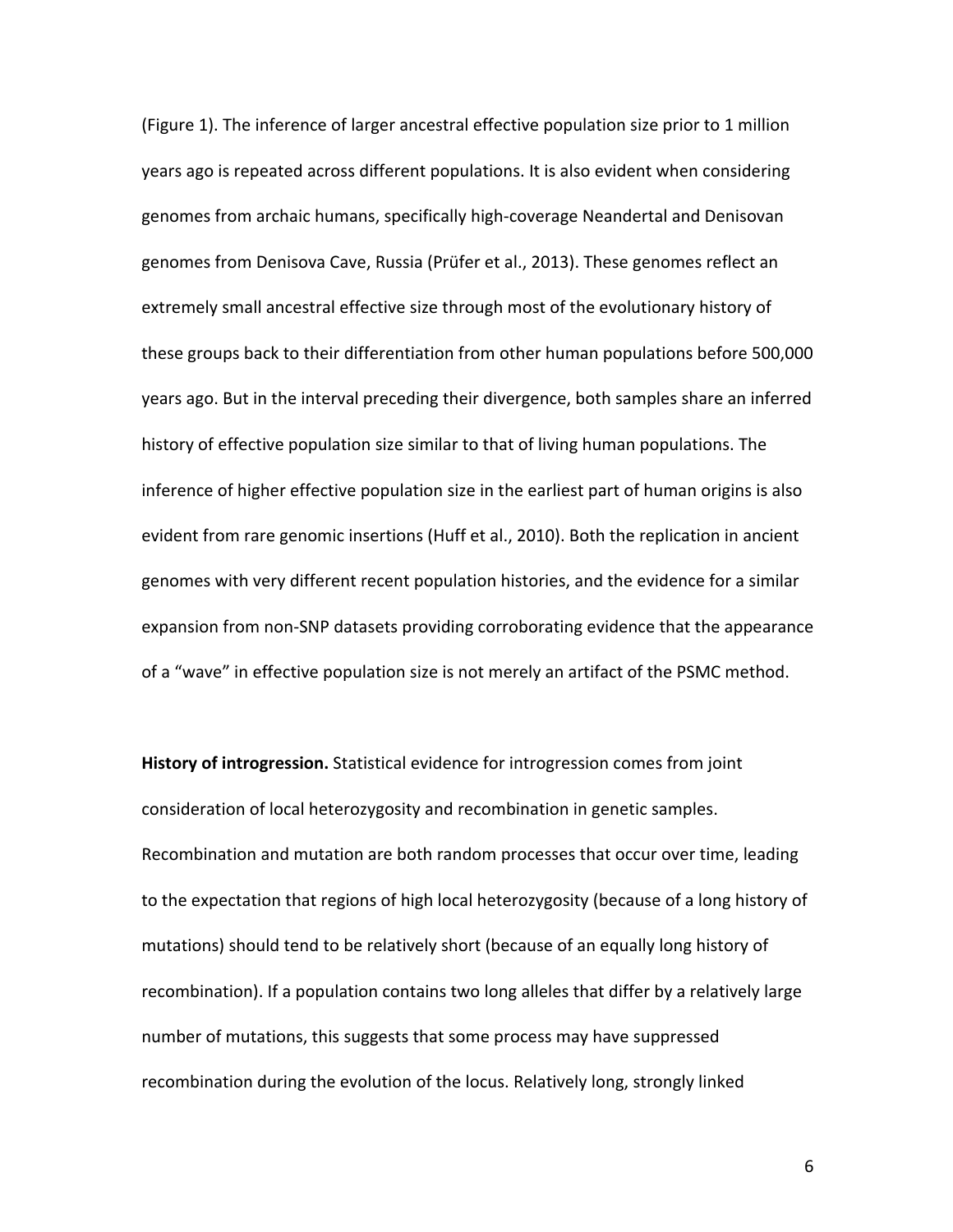(Figure 1). The inference of larger ancestral effective population size prior to 1 million years ago is repeated across different populations. It is also evident when considering genomes from archaic humans, specifically high-coverage Neandertal and Denisovan genomes from Denisova Cave, Russia (Prüfer et al., 2013). These genomes reflect an extremely small ancestral effective size through most of the evolutionary history of these groups back to their differentiation from other human populations before 500,000 years ago. But in the interval preceding their divergence, both samples share an inferred history of effective population size similar to that of living human populations. The inference of higher effective population size in the earliest part of human origins is also evident from rare genomic insertions (Huff et al., 2010). Both the replication in ancient genomes with very different recent population histories, and the evidence for a similar expansion from non-SNP datasets providing corroborating evidence that the appearance of a "wave" in effective population size is not merely an artifact of the PSMC method.

**History of introgression.** Statistical evidence for introgression comes from joint consideration of local heterozygosity and recombination in genetic samples. Recombination and mutation are both random processes that occur over time, leading to the expectation that regions of high local heterozygosity (because of a long history of mutations) should tend to be relatively short (because of an equally long history of recombination). If a population contains two long alleles that differ by a relatively large number of mutations, this suggests that some process may have suppressed recombination during the evolution of the locus. Relatively long, strongly linked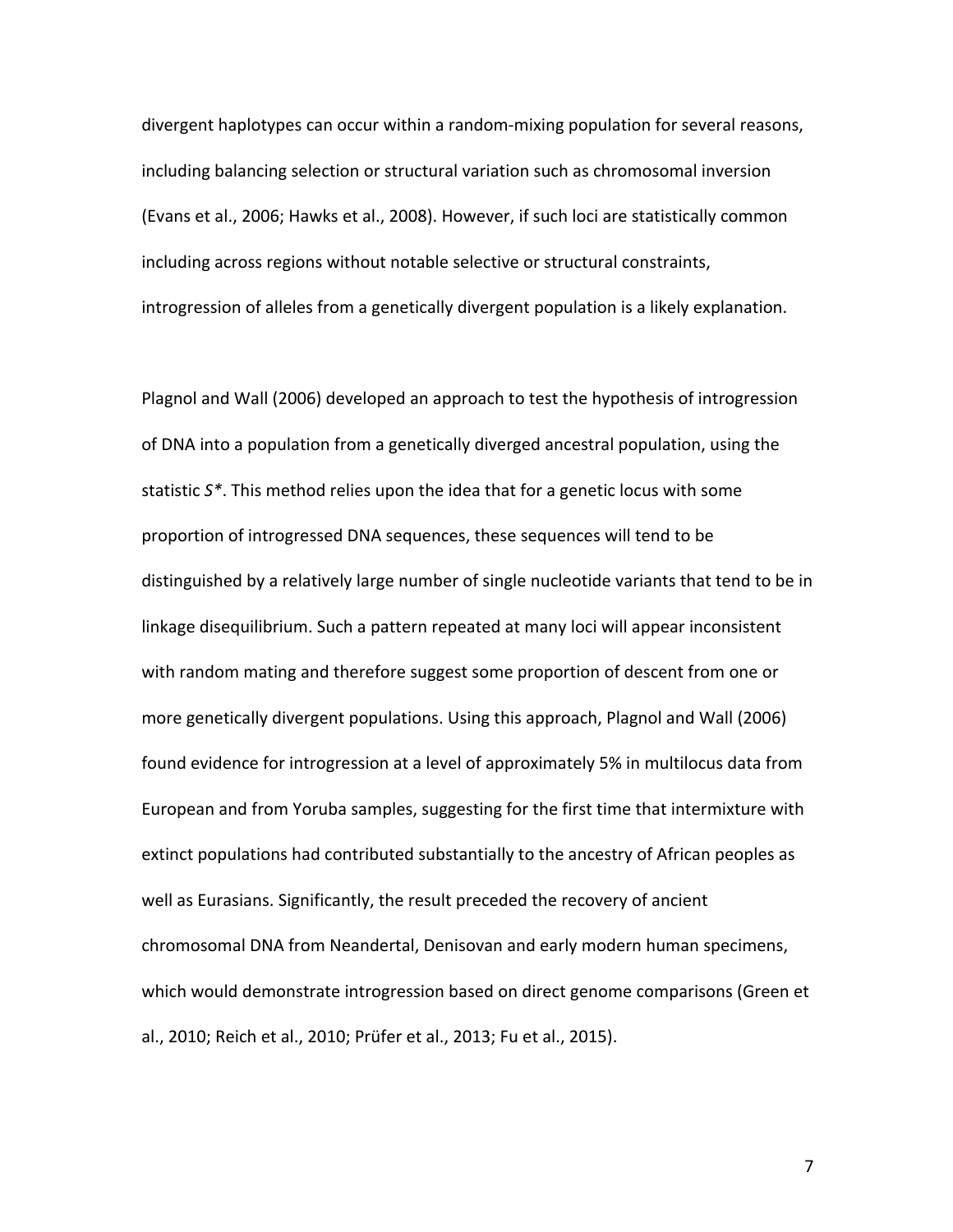divergent haplotypes can occur within a random-mixing population for several reasons, including balancing selection or structural variation such as chromosomal inversion (Evans et al., 2006; Hawks et al., 2008). However, if such loci are statistically common including across regions without notable selective or structural constraints, introgression of alleles from a genetically divergent population is a likely explanation.

Plagnol and Wall (2006) developed an approach to test the hypothesis of introgression of DNA into a population from a genetically diverged ancestral population, using the statistic *S\**. This method relies upon the idea that for a genetic locus with some proportion of introgressed DNA sequences, these sequences will tend to be distinguished by a relatively large number of single nucleotide variants that tend to be in linkage disequilibrium. Such a pattern repeated at many loci will appear inconsistent with random mating and therefore suggest some proportion of descent from one or more genetically divergent populations. Using this approach, Plagnol and Wall (2006) found evidence for introgression at a level of approximately 5% in multilocus data from European and from Yoruba samples, suggesting for the first time that intermixture with extinct populations had contributed substantially to the ancestry of African peoples as well as Eurasians. Significantly, the result preceded the recovery of ancient chromosomal DNA from Neandertal, Denisovan and early modern human specimens, which would demonstrate introgression based on direct genome comparisons (Green et al., 2010; Reich et al., 2010; Prüfer et al., 2013; Fu et al., 2015).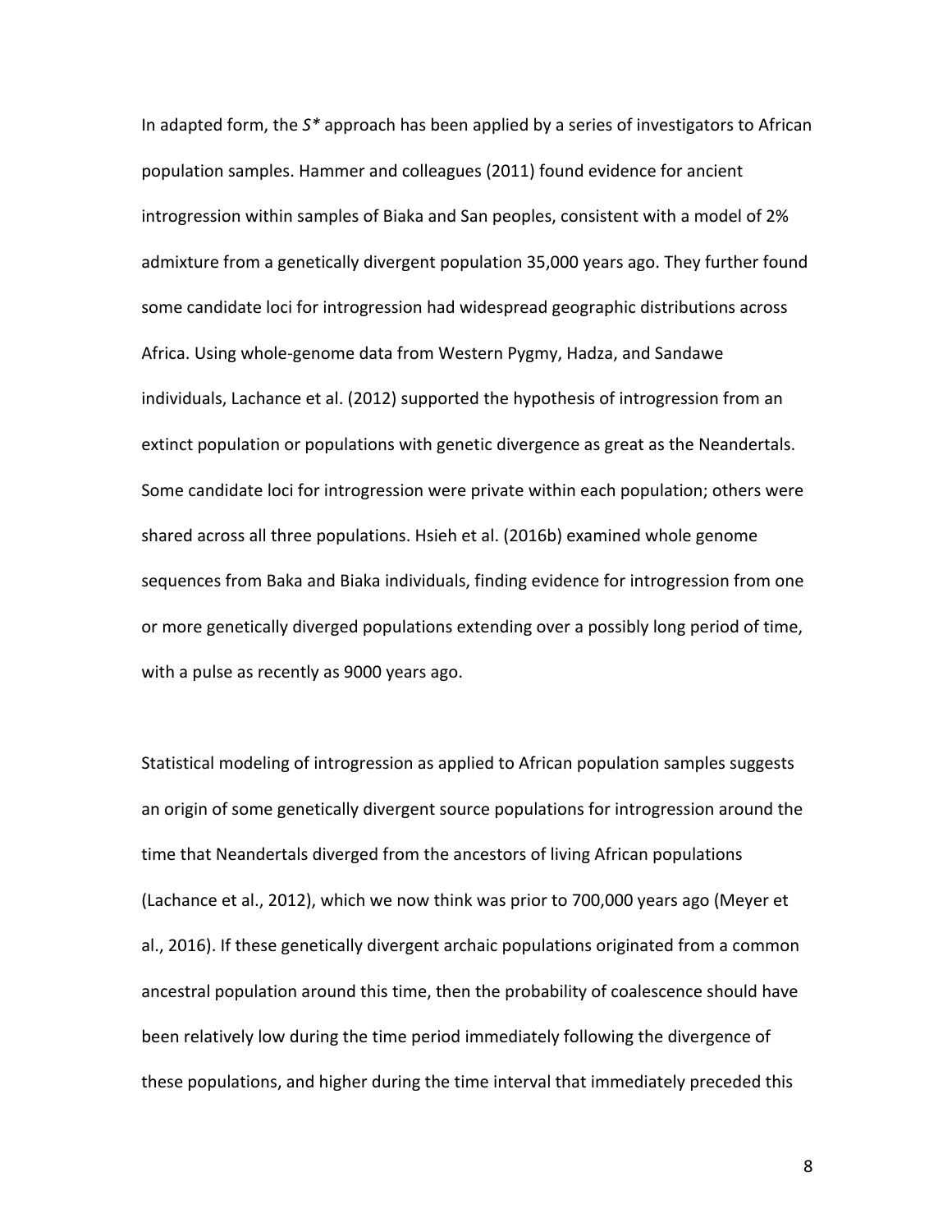In adapted form, the *S** approach has been applied by a series of investigators to African population samples. Hammer and colleagues (2011) found evidence for ancient introgression within samples of Biaka and San peoples, consistent with a model of 2% admixture from a genetically divergent population 35,000 years ago. They further found some candidate loci for introgression had widespread geographic distributions across Africa. Using whole-genome data from Western Pygmy, Hadza, and Sandawe individuals, Lachance et al. (2012) supported the hypothesis of introgression from an extinct population or populations with genetic divergence as great as the Neandertals. Some candidate loci for introgression were private within each population; others were shared across all three populations. Hsieh et al. (2016b) examined whole genome sequences from Baka and Biaka individuals, finding evidence for introgression from one or more genetically diverged populations extending over a possibly long period of time, with a pulse as recently as 9000 years ago.

Statistical modeling of introgression as applied to African population samples suggests an origin of some genetically divergent source populations for introgression around the time that Neandertals diverged from the ancestors of living African populations (Lachance et al., 2012), which we now think was prior to 700,000 years ago (Meyer et al., 2016). If these genetically divergent archaic populations originated from a common ancestral population around this time, then the probability of coalescence should have been relatively low during the time period immediately following the divergence of these populations, and higher during the time interval that immediately preceded this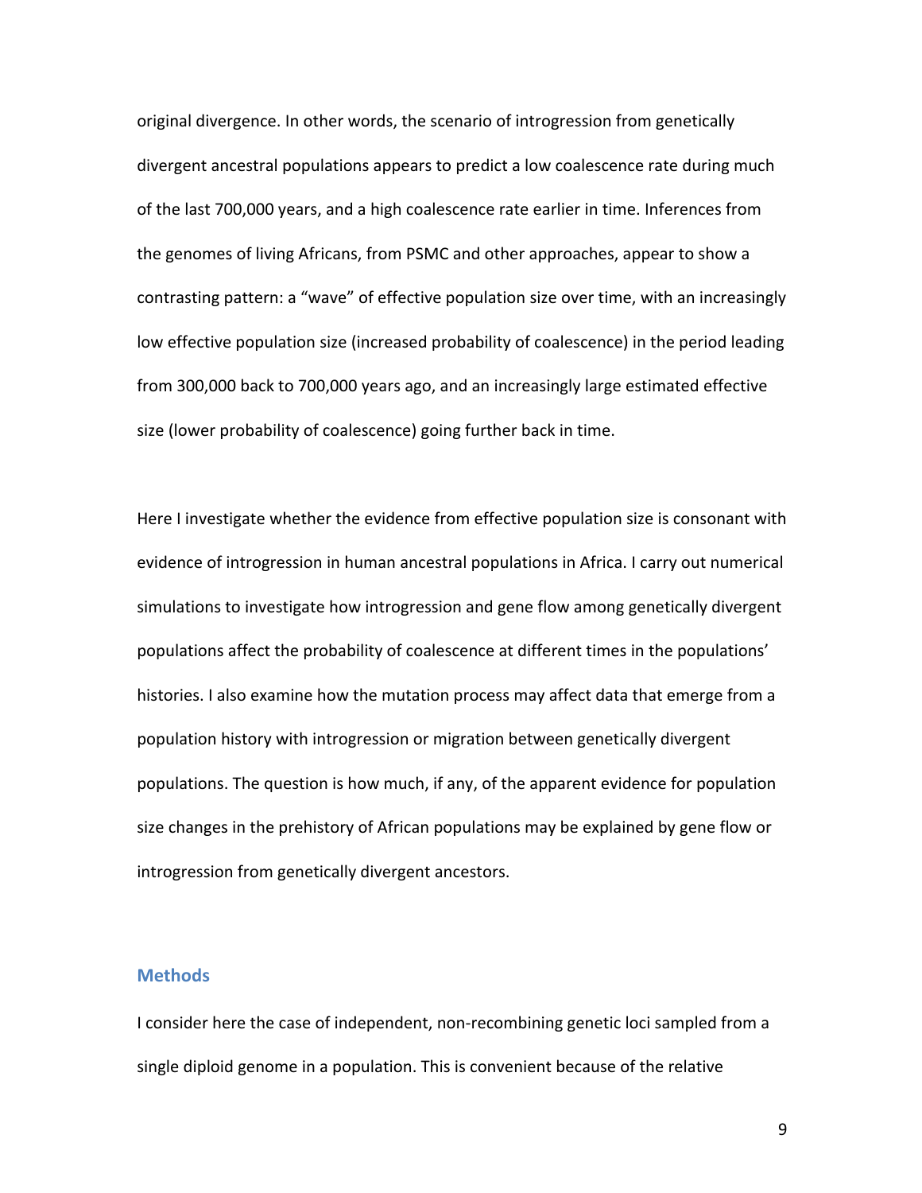original divergence. In other words, the scenario of introgression from genetically divergent ancestral populations appears to predict a low coalescence rate during much of the last 700,000 years, and a high coalescence rate earlier in time. Inferences from the genomes of living Africans, from PSMC and other approaches, appear to show a contrasting pattern: a "wave" of effective population size over time, with an increasingly low effective population size (increased probability of coalescence) in the period leading from 300,000 back to 700,000 years ago, and an increasingly large estimated effective size (lower probability of coalescence) going further back in time.

Here I investigate whether the evidence from effective population size is consonant with evidence of introgression in human ancestral populations in Africa. I carry out numerical simulations to investigate how introgression and gene flow among genetically divergent populations affect the probability of coalescence at different times in the populations' histories. I also examine how the mutation process may affect data that emerge from a population history with introgression or migration between genetically divergent populations. The question is how much, if any, of the apparent evidence for population size changes in the prehistory of African populations may be explained by gene flow or introgression from genetically divergent ancestors.

## Methods

I consider here the case of independent, non-recombining genetic loci sampled from a single diploid genome in a population. This is convenient because of the relative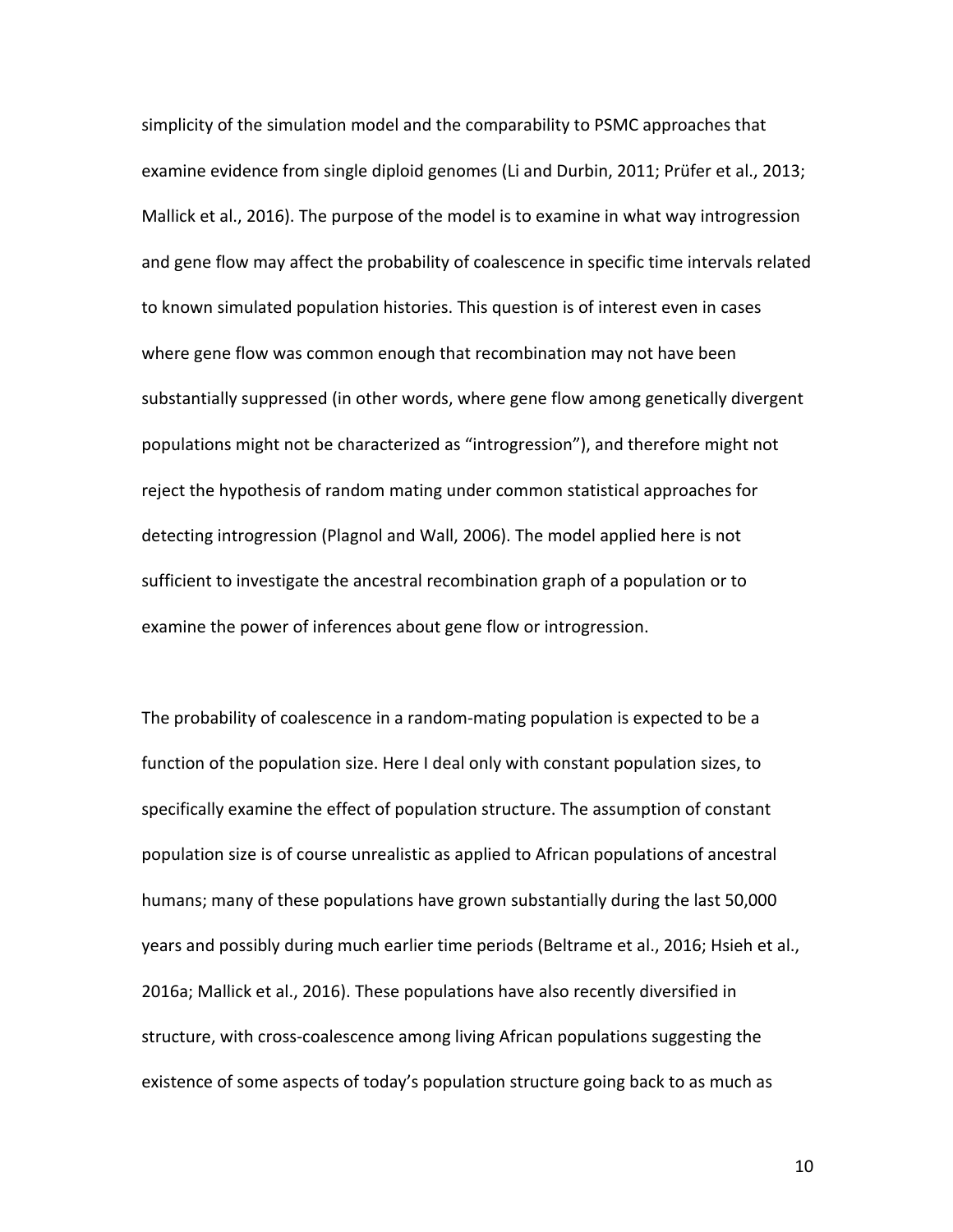simplicity of the simulation model and the comparability to PSMC approaches that examine evidence from single diploid genomes (Li and Durbin, 2011; Prüfer et al., 2013; Mallick et al., 2016). The purpose of the model is to examine in what way introgression and gene flow may affect the probability of coalescence in specific time intervals related to known simulated population histories. This question is of interest even in cases where gene flow was common enough that recombination may not have been substantially suppressed (in other words, where gene flow among genetically divergent populations might not be characterized as "introgression"), and therefore might not reject the hypothesis of random mating under common statistical approaches for detecting introgression (Plagnol and Wall, 2006). The model applied here is not sufficient to investigate the ancestral recombination graph of a population or to examine the power of inferences about gene flow or introgression.

The probability of coalescence in a random-mating population is expected to be a function of the population size. Here I deal only with constant population sizes, to specifically examine the effect of population structure. The assumption of constant population size is of course unrealistic as applied to African populations of ancestral humans; many of these populations have grown substantially during the last 50,000 years and possibly during much earlier time periods (Beltrame et al., 2016; Hsieh et al., 2016a; Mallick et al., 2016). These populations have also recently diversified in structure, with cross-coalescence among living African populations suggesting the existence of some aspects of today's population structure going back to as much as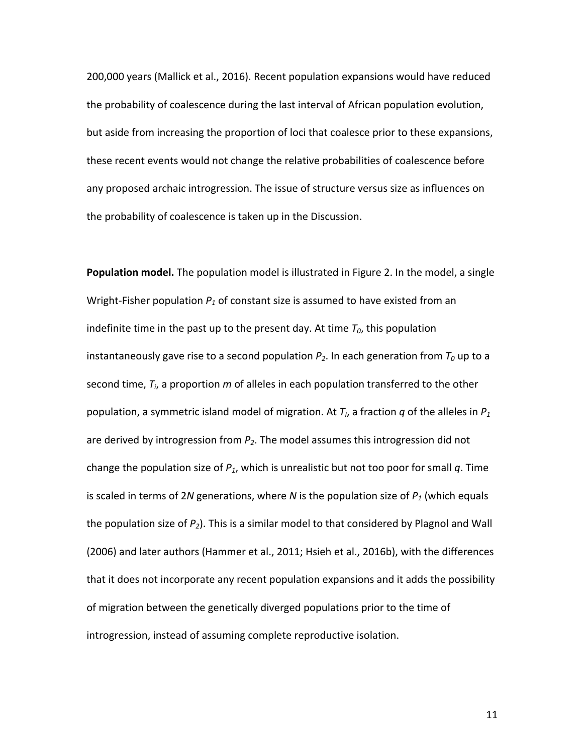200,000 years (Mallick et al., 2016). Recent population expansions would have reduced the probability of coalescence during the last interval of African population evolution, but aside from increasing the proportion of loci that coalesce prior to these expansions, these recent events would not change the relative probabilities of coalescence before any proposed archaic introgression. The issue of structure versus size as influences on the probability of coalescence is taken up in the Discussion.

**Population model.** The population model is illustrated in Figure 2. In the model, a single Wright-Fisher population $P_1$ of constant size is assumed to have existed from an indefinite time in the past up to the present day. At time $T_0$, this population instantaneously gave rise to a second population $P_2$. In each generation from $T_0$ up to a second time, $T_i$, a proportion $m$ of alleles in each population transferred to the other population, a symmetric island model of migration. At $T_i$, a fraction $q$ of the alleles in $P_1$ are derived by introgression from $P_2$. The model assumes this introgression did not change the population size of $P_1$, which is unrealistic but not too poor for small $q$. Time is scaled in terms of $2N$ generations, where $N$ is the population size of $P_1$ (which equals the population size of $P_2$). This is a similar model to that considered by Plagnol and Wall (2006) and later authors (Hammer et al., 2011; Hsieh et al., 2016b), with the differences that it does not incorporate any recent population expansions and it adds the possibility of migration between the genetically diverged populations prior to the time of introgression, instead of assuming complete reproductive isolation.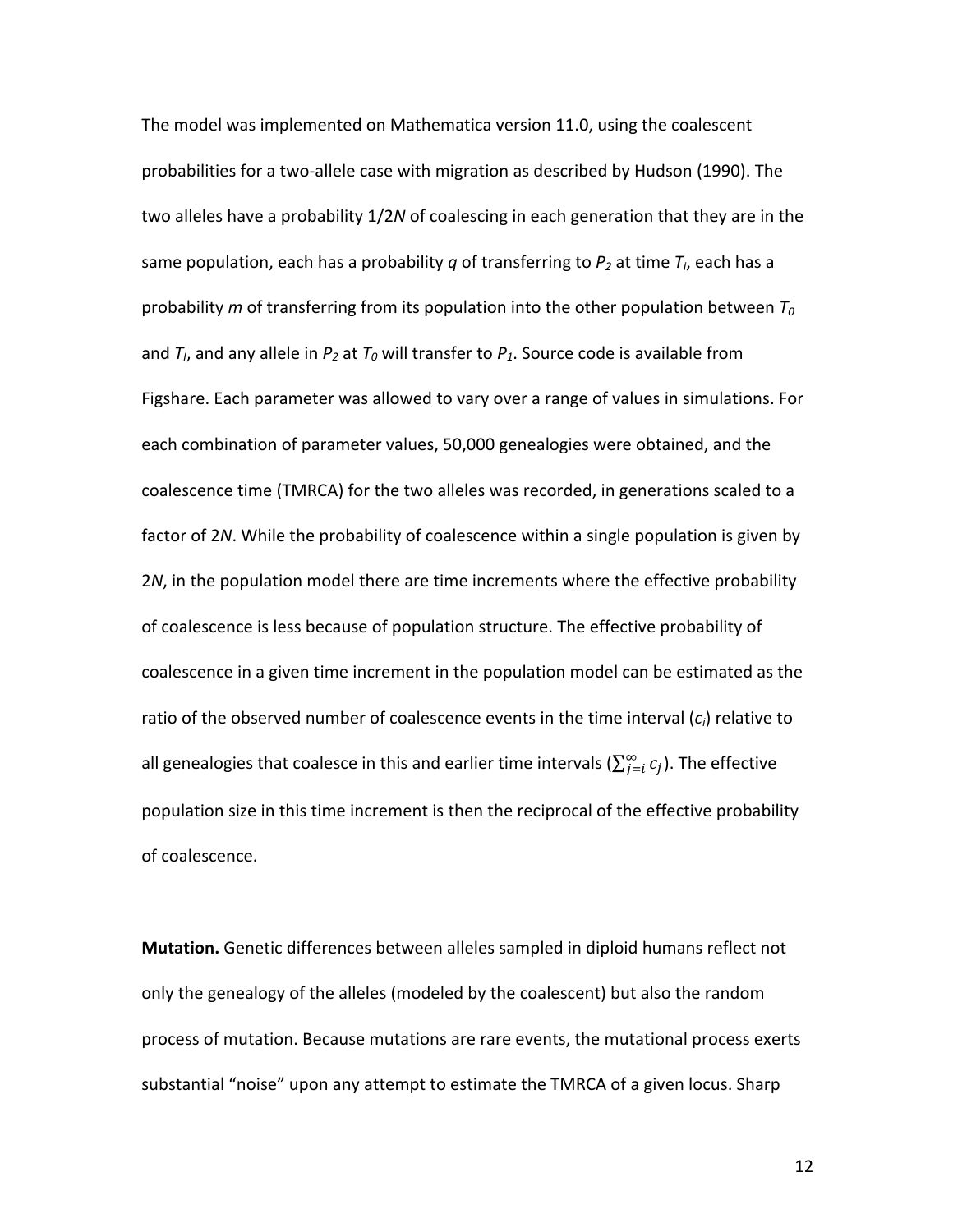The model was implemented on Mathematica version 11.0, using the coalescent probabilities for a two-allele case with migration as described by Hudson (1990). The two alleles have a probability $1/2N$ of coalescing in each generation that they are in the same population, each has a probability $q$ of transferring to $P_2$ at time $T_I$, each has a probability $m$ of transferring from its population into the other population between $T_0$ and $T_I$, and any allele in $P_2$ at $T_0$ will transfer to $P_1$. Source code is available from Figshare. Each parameter was allowed to vary over a range of values in simulations. For each combination of parameter values, 50,000 genealogies were obtained, and the coalescence time (TMRCA) for the two alleles was recorded, in generations scaled to a factor of $2N$. While the probability of coalescence within a single population is given by $2N$, in the population model there are time increments where the effective probability of coalescence is less because of population structure. The effective probability of coalescence in a given time increment in the population model can be estimated as the ratio of the observed number of coalescence events in the time interval ($c_i$) relative to all genealogies that coalesce in this and earlier time intervals ($\sum_{j=i}^{\infty} c_j$). The effective population size in this time increment is then the reciprocal of the effective probability of coalescence.

**Mutation.** Genetic differences between alleles sampled in diploid humans reflect not only the genealogy of the alleles (modeled by the coalescent) but also the random process of mutation. Because mutations are rare events, the mutational process exerts substantial "noise" upon any attempt to estimate the TMRCA of a given locus. Sharp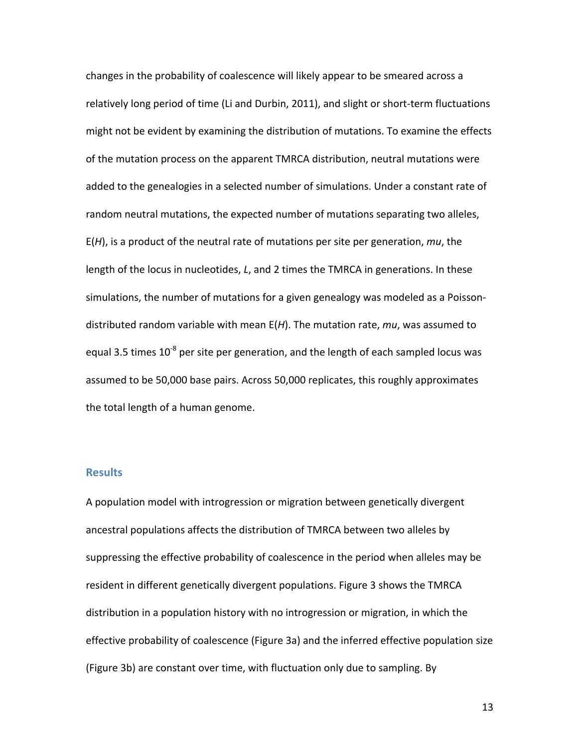changes in the probability of coalescence will likely appear to be smeared across a relatively long period of time (Li and Durbin, 2011), and slight or short-term fluctuations might not be evident by examining the distribution of mutations. To examine the effects of the mutation process on the apparent TMRCA distribution, neutral mutations were added to the genealogies in a selected number of simulations. Under a constant rate of random neutral mutations, the expected number of mutations separating two alleles, E(*H*), is a product of the neutral rate of mutations per site per generation, *mu*, the length of the locus in nucleotides, *L*, and 2 times the TMRCA in generations. In these simulations, the number of mutations for a given genealogy was modeled as a Poisson-distributed random variable with mean E(*H*). The mutation rate, *mu*, was assumed to equal 3.5 times $10^{-8}$ per site per generation, and the length of each sampled locus was assumed to be 50,000 base pairs. Across 50,000 replicates, this roughly approximates the total length of a human genome.

## Results

A population model with introgression or migration between genetically divergent ancestral populations affects the distribution of TMRCA between two alleles by suppressing the effective probability of coalescence in the period when alleles may be resident in different genetically divergent populations. Figure 3 shows the TMRCA distribution in a population history with no introgression or migration, in which the effective probability of coalescence (Figure 3a) and the inferred effective population size (Figure 3b) are constant over time, with fluctuation only due to sampling. By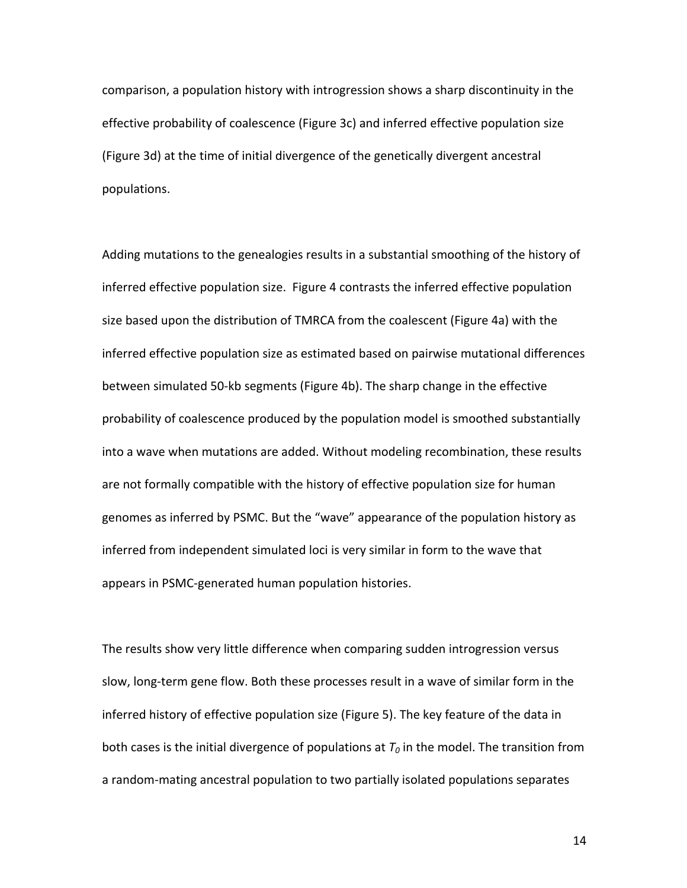comparison, a population history with introgression shows a sharp discontinuity in the effective probability of coalescence (Figure 3c) and inferred effective population size (Figure 3d) at the time of initial divergence of the genetically divergent ancestral populations.

Adding mutations to the genealogies results in a substantial smoothing of the history of inferred effective population size. Figure 4 contrasts the inferred effective population size based upon the distribution of TMRCA from the coalescent (Figure 4a) with the inferred effective population size as estimated based on pairwise mutational differences between simulated 50-kb segments (Figure 4b). The sharp change in the effective probability of coalescence produced by the population model is smoothed substantially into a wave when mutations are added. Without modeling recombination, these results are not formally compatible with the history of effective population size for human genomes as inferred by PSMC. But the "wave" appearance of the population history as inferred from independent simulated loci is very similar in form to the wave that appears in PSMC-generated human population histories.

The results show very little difference when comparing sudden introgression versus slow, long-term gene flow. Both these processes result in a wave of similar form in the inferred history of effective population size (Figure 5). The key feature of the data in both cases is the initial divergence of populations at $T_0$ in the model. The transition from a random-mating ancestral population to two partially isolated populations separates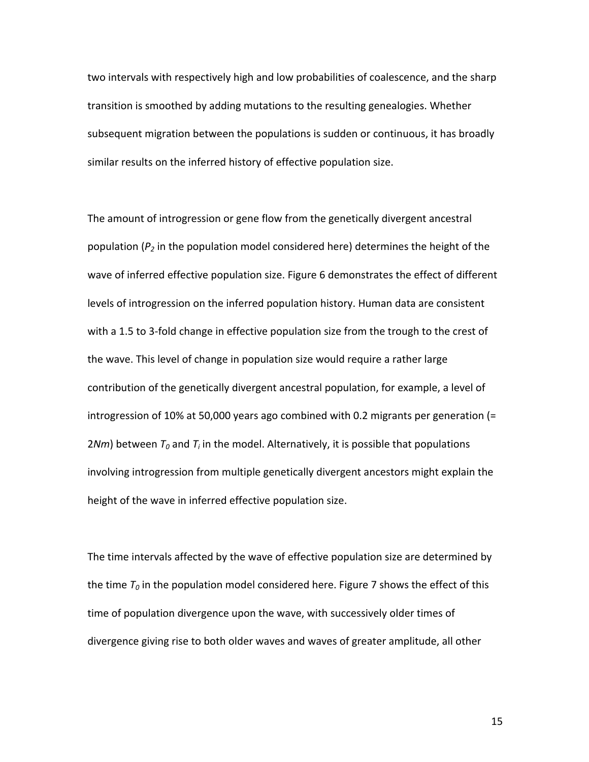two intervals with respectively high and low probabilities of coalescence, and the sharp transition is smoothed by adding mutations to the resulting genealogies. Whether subsequent migration between the populations is sudden or continuous, it has broadly similar results on the inferred history of effective population size.

The amount of introgression or gene flow from the genetically divergent ancestral population ($P_2$ in the population model considered here) determines the height of the wave of inferred effective population size. Figure 6 demonstrates the effect of different levels of introgression on the inferred population history. Human data are consistent with a 1.5 to 3-fold change in effective population size from the trough to the crest of the wave. This level of change in population size would require a rather large contribution of the genetically divergent ancestral population, for example, a level of introgression of 10% at 50,000 years ago combined with 0.2 migrants per generation (= $2Nm$) between $T_0$ and $T_i$ in the model. Alternatively, it is possible that populations involving introgression from multiple genetically divergent ancestors might explain the height of the wave in inferred effective population size.

The time intervals affected by the wave of effective population size are determined by the time $T_0$ in the population model considered here. Figure 7 shows the effect of this time of population divergence upon the wave, with successively older times of divergence giving rise to both older waves and waves of greater amplitude, all other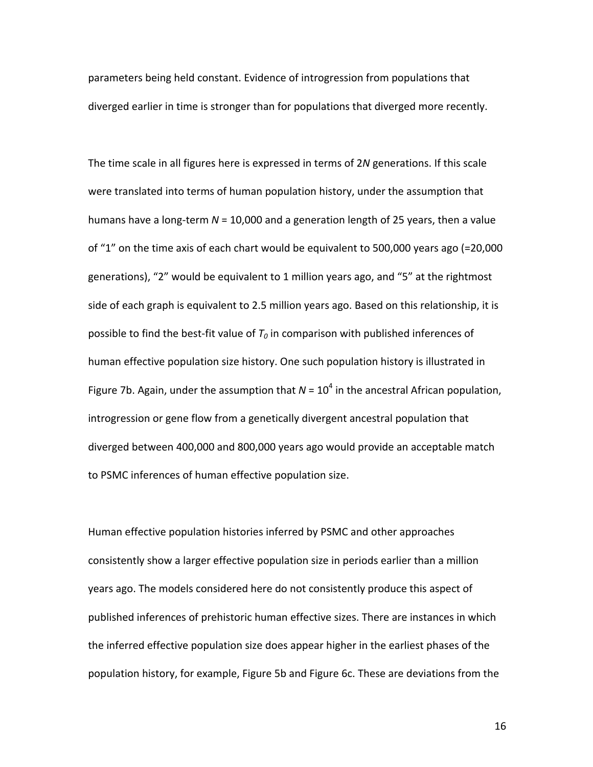parameters being held constant. Evidence of introgression from populations that diverged earlier in time is stronger than for populations that diverged more recently.

The time scale in all figures here is expressed in terms of 2*N* generations. If this scale were translated into terms of human population history, under the assumption that humans have a long-term $N = 10{,}000$ and a generation length of 25 years, then a value of "1" on the time axis of each chart would be equivalent to 500,000 years ago (=20,000 generations), "2" would be equivalent to 1 million years ago, and "5" at the rightmost side of each graph is equivalent to 2.5 million years ago. Based on this relationship, it is possible to find the best-fit value of $T_0$ in comparison with published inferences of human effective population size history. One such population history is illustrated in Figure 7b. Again, under the assumption that $N = 10^4$ in the ancestral African population, introgression or gene flow from a genetically divergent ancestral population that diverged between 400,000 and 800,000 years ago would provide an acceptable match to PSMC inferences of human effective population size.

Human effective population histories inferred by PSMC and other approaches consistently show a larger effective population size in periods earlier than a million years ago. The models considered here do not consistently produce this aspect of published inferences of prehistoric human effective sizes. There are instances in which the inferred effective population size does appear higher in the earliest phases of the population history, for example, Figure 5b and Figure 6c. These are deviations from the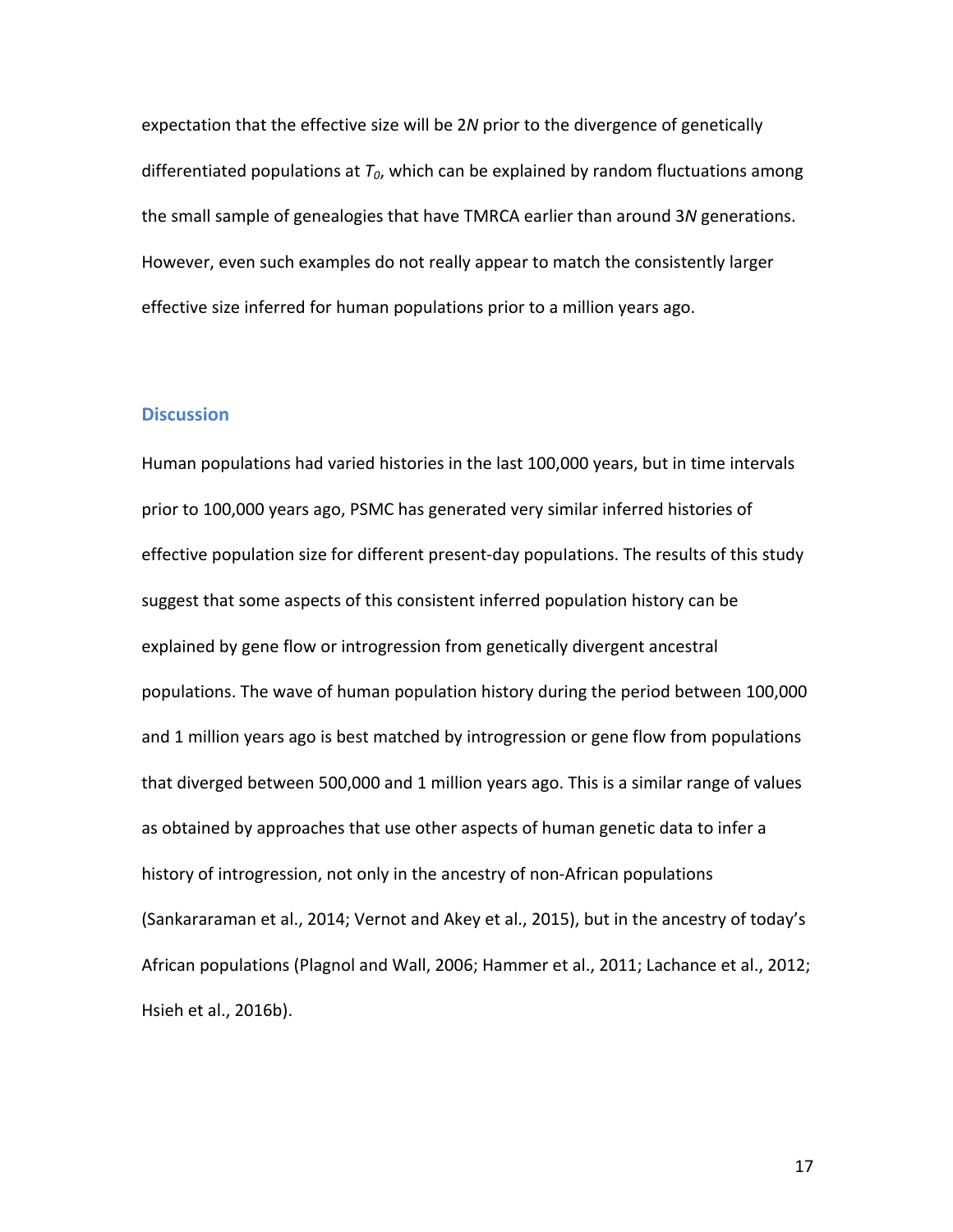expectation that the effective size will be 2*N* prior to the divergence of genetically differentiated populations at $T_0$, which can be explained by random fluctuations among the small sample of genealogies that have TMRCA earlier than around 3*N* generations. However, even such examples do not really appear to match the consistently larger effective size inferred for human populations prior to a million years ago.

## Discussion

Human populations had varied histories in the last 100,000 years, but in time intervals prior to 100,000 years ago, PSMC has generated very similar inferred histories of effective population size for different present-day populations. The results of this study suggest that some aspects of this consistent inferred population history can be explained by gene flow or introgression from genetically divergent ancestral populations. The wave of human population history during the period between 100,000 and 1 million years ago is best matched by introgression or gene flow from populations that diverged between 500,000 and 1 million years ago. This is a similar range of values as obtained by approaches that use other aspects of human genetic data to infer a history of introgression, not only in the ancestry of non-African populations (Sankararaman et al., 2014; Vernot and Akey et al., 2015), but in the ancestry of today's African populations (Plagnol and Wall, 2006; Hammer et al., 2011; Lachance et al., 2012; Hsieh et al., 2016b).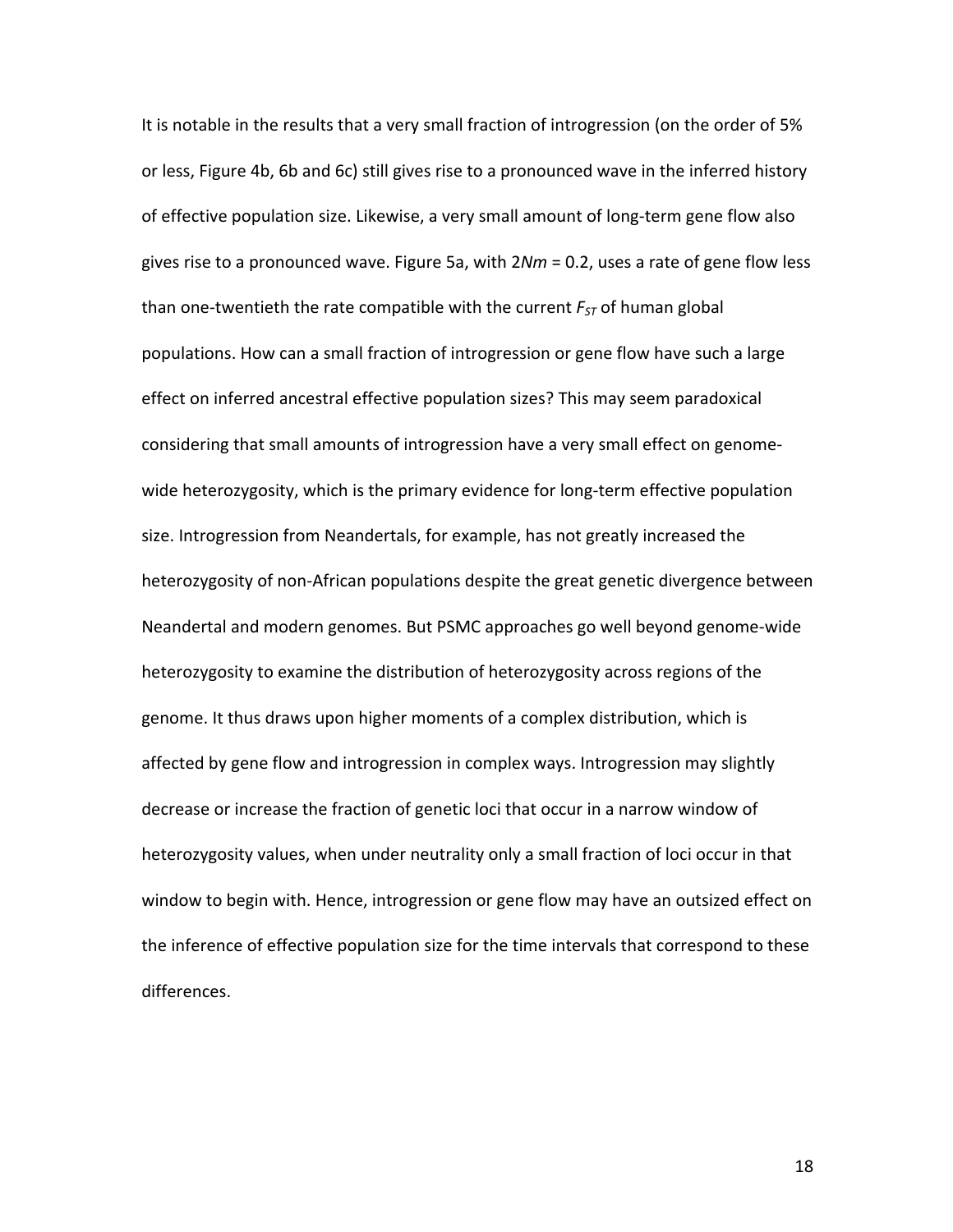It is notable in the results that a very small fraction of introgression (on the order of 5% or less, Figure 4b, 6b and 6c) still gives rise to a pronounced wave in the inferred history of effective population size. Likewise, a very small amount of long-term gene flow also gives rise to a pronounced wave. Figure 5a, with $2Nm = 0.2$, uses a rate of gene flow less than one-twentieth the rate compatible with the current $F_{ST}$ of human global populations. How can a small fraction of introgression or gene flow have such a large effect on inferred ancestral effective population sizes? This may seem paradoxical considering that small amounts of introgression have a very small effect on genome-wide heterozygosity, which is the primary evidence for long-term effective population size. Introgression from Neandertals, for example, has not greatly increased the heterozygosity of non-African populations despite the great genetic divergence between Neandertal and modern genomes. But PSMC approaches go well beyond genome-wide heterozygosity to examine the distribution of heterozygosity across regions of the genome. It thus draws upon higher moments of a complex distribution, which is affected by gene flow and introgression in complex ways. Introgression may slightly decrease or increase the fraction of genetic loci that occur in a narrow window of heterozygosity values, when under neutrality only a small fraction of loci occur in that window to begin with. Hence, introgression or gene flow may have an outsized effect on the inference of effective population size for the time intervals that correspond to these differences.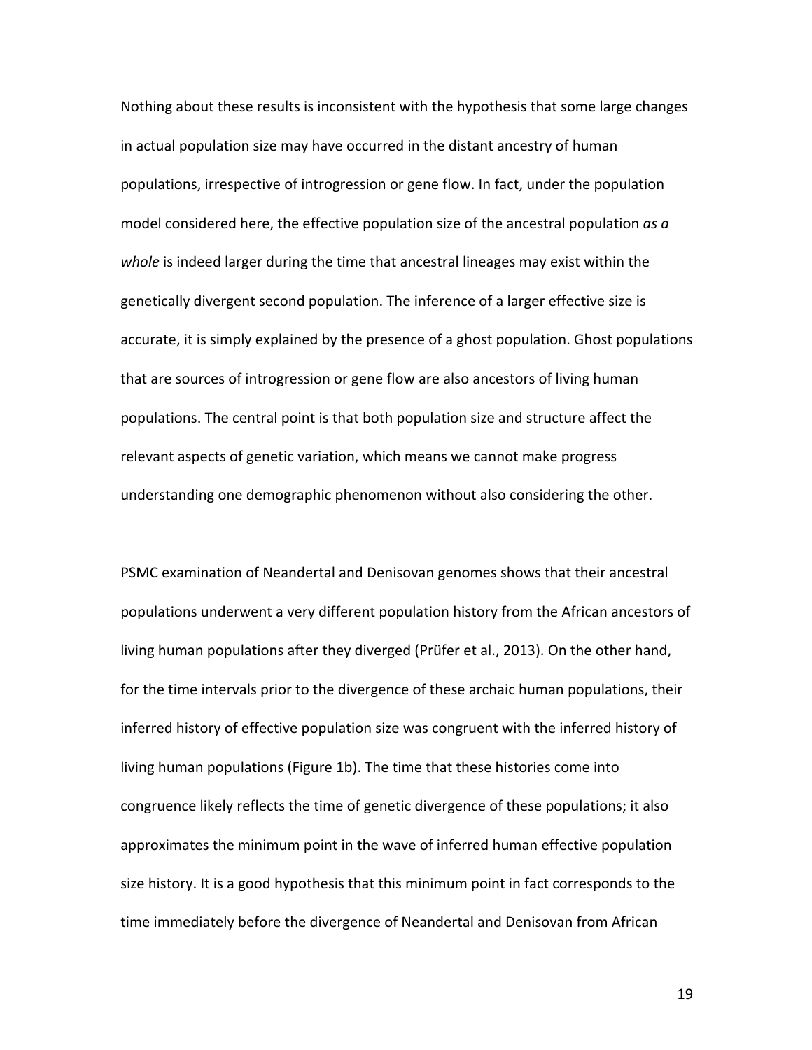Nothing about these results is inconsistent with the hypothesis that some large changes in actual population size may have occurred in the distant ancestry of human populations, irrespective of introgression or gene flow. In fact, under the population model considered here, the effective population size of the ancestral population *as a whole* is indeed larger during the time that ancestral lineages may exist within the genetically divergent second population. The inference of a larger effective size is accurate, it is simply explained by the presence of a ghost population. Ghost populations that are sources of introgression or gene flow are also ancestors of living human populations. The central point is that both population size and structure affect the relevant aspects of genetic variation, which means we cannot make progress understanding one demographic phenomenon without also considering the other.

PSMC examination of Neandertal and Denisovan genomes shows that their ancestral populations underwent a very different population history from the African ancestors of living human populations after they diverged (Prüfer et al., 2013). On the other hand, for the time intervals prior to the divergence of these archaic human populations, their inferred history of effective population size was congruent with the inferred history of living human populations (Figure 1b). The time that these histories come into congruence likely reflects the time of genetic divergence of these populations; it also approximates the minimum point in the wave of inferred human effective population size history. It is a good hypothesis that this minimum point in fact corresponds to the time immediately before the divergence of Neandertal and Denisovan from African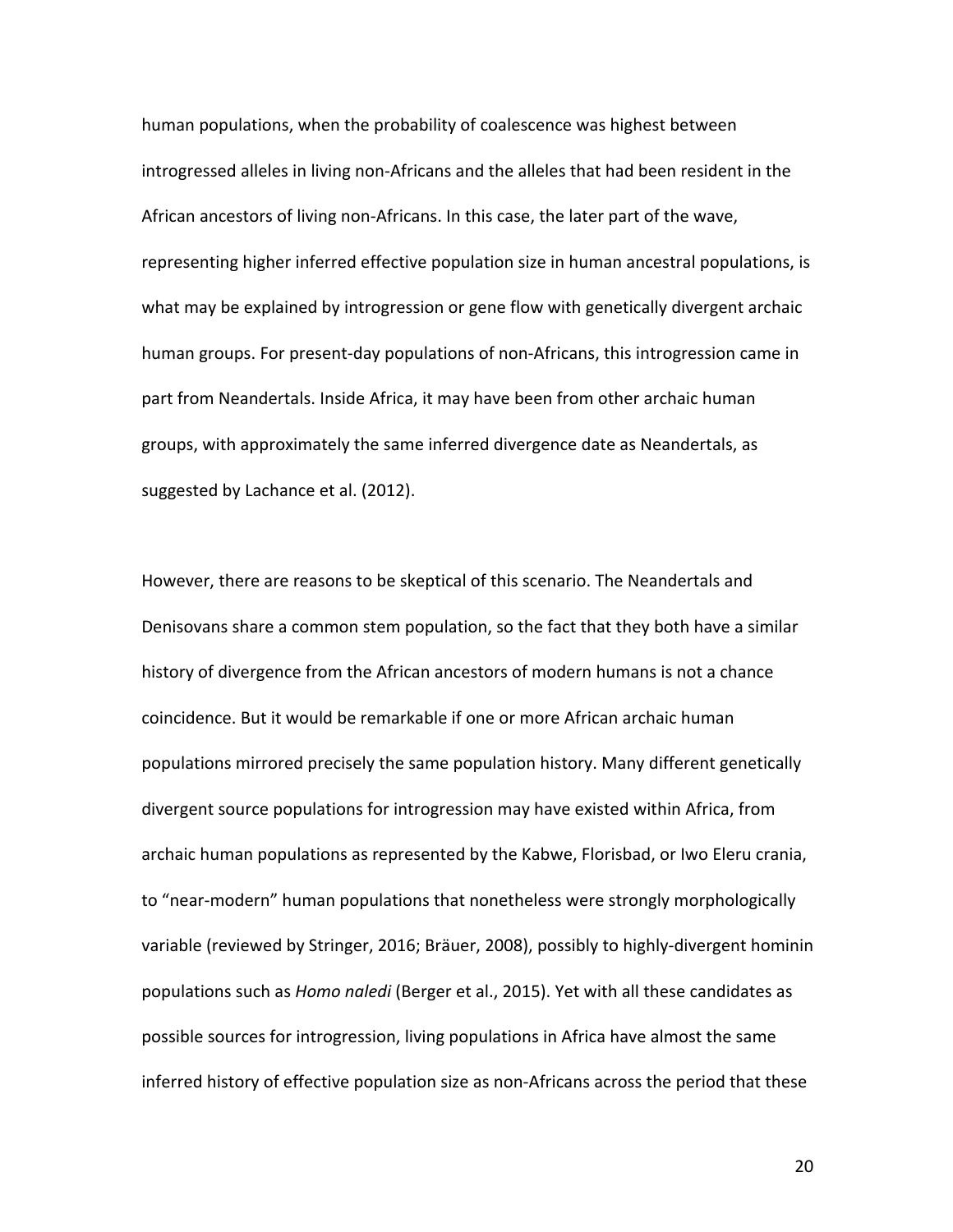human populations, when the probability of coalescence was highest between introgressed alleles in living non-Africans and the alleles that had been resident in the African ancestors of living non-Africans. In this case, the later part of the wave, representing higher inferred effective population size in human ancestral populations, is what may be explained by introgression or gene flow with genetically divergent archaic human groups. For present-day populations of non-Africans, this introgression came in part from Neandertals. Inside Africa, it may have been from other archaic human groups, with approximately the same inferred divergence date as Neandertals, as suggested by Lachance et al. (2012).

However, there are reasons to be skeptical of this scenario. The Neandertals and Denisovans share a common stem population, so the fact that they both have a similar history of divergence from the African ancestors of modern humans is not a chance coincidence. But it would be remarkable if one or more African archaic human populations mirrored precisely the same population history. Many different genetically divergent source populations for introgression may have existed within Africa, from archaic human populations as represented by the Kabwe, Florisbad, or Iwo Eleru crania, to "near-modern" human populations that nonetheless were strongly morphologically variable (reviewed by Stringer, 2016; Bräuer, 2008), possibly to highly-divergent hominin populations such as *Homo naledi* (Berger et al., 2015). Yet with all these candidates as possible sources for introgression, living populations in Africa have almost the same inferred history of effective population size as non-Africans across the period that these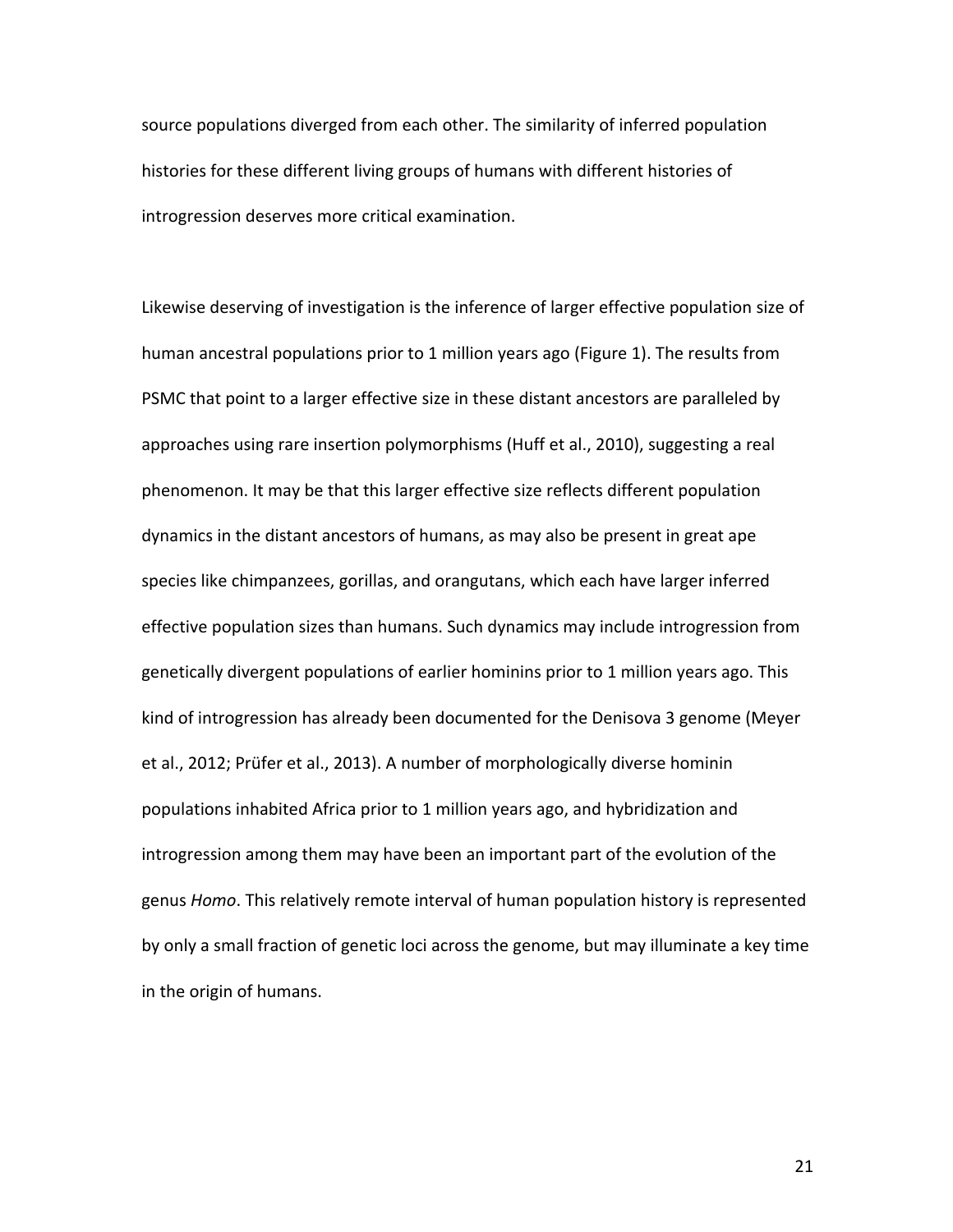source populations diverged from each other. The similarity of inferred population histories for these different living groups of humans with different histories of introgression deserves more critical examination.

Likewise deserving of investigation is the inference of larger effective population size of human ancestral populations prior to 1 million years ago (Figure 1). The results from PSMC that point to a larger effective size in these distant ancestors are paralleled by approaches using rare insertion polymorphisms (Huff et al., 2010), suggesting a real phenomenon. It may be that this larger effective size reflects different population dynamics in the distant ancestors of humans, as may also be present in great ape species like chimpanzees, gorillas, and orangutans, which each have larger inferred effective population sizes than humans. Such dynamics may include introgression from genetically divergent populations of earlier hominins prior to 1 million years ago. This kind of introgression has already been documented for the Denisova 3 genome (Meyer et al., 2012; Prüfer et al., 2013). A number of morphologically diverse hominin populations inhabited Africa prior to 1 million years ago, and hybridization and introgression among them may have been an important part of the evolution of the genus *Homo*. This relatively remote interval of human population history is represented by only a small fraction of genetic loci across the genome, but may illuminate a key time in the origin of humans.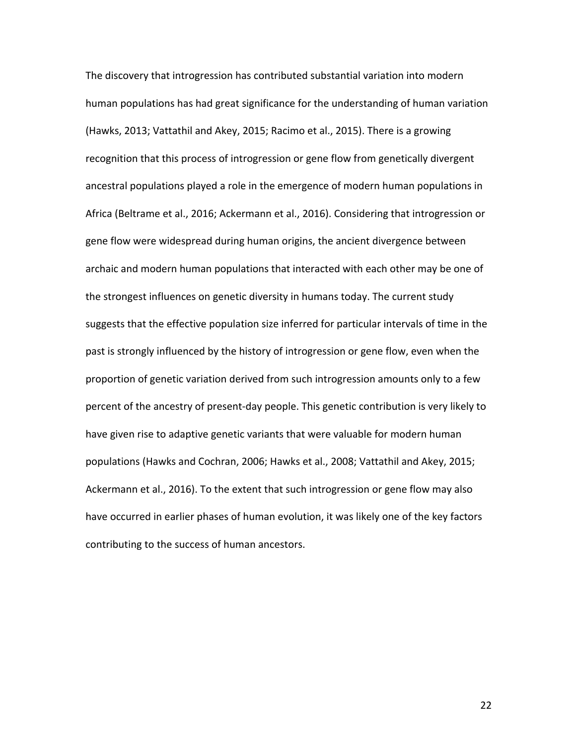The discovery that introgression has contributed substantial variation into modern human populations has had great significance for the understanding of human variation (Hawks, 2013; Vattathil and Akey, 2015; Racimo et al., 2015). There is a growing recognition that this process of introgression or gene flow from genetically divergent ancestral populations played a role in the emergence of modern human populations in Africa (Beltrame et al., 2016; Ackermann et al., 2016). Considering that introgression or gene flow were widespread during human origins, the ancient divergence between archaic and modern human populations that interacted with each other may be one of the strongest influences on genetic diversity in humans today. The current study suggests that the effective population size inferred for particular intervals of time in the past is strongly influenced by the history of introgression or gene flow, even when the proportion of genetic variation derived from such introgression amounts only to a few percent of the ancestry of present-day people. This genetic contribution is very likely to have given rise to adaptive genetic variants that were valuable for modern human populations (Hawks and Cochran, 2006; Hawks et al., 2008; Vattathil and Akey, 2015; Ackermann et al., 2016). To the extent that such introgression or gene flow may also have occurred in earlier phases of human evolution, it was likely one of the key factors contributing to the success of human ancestors.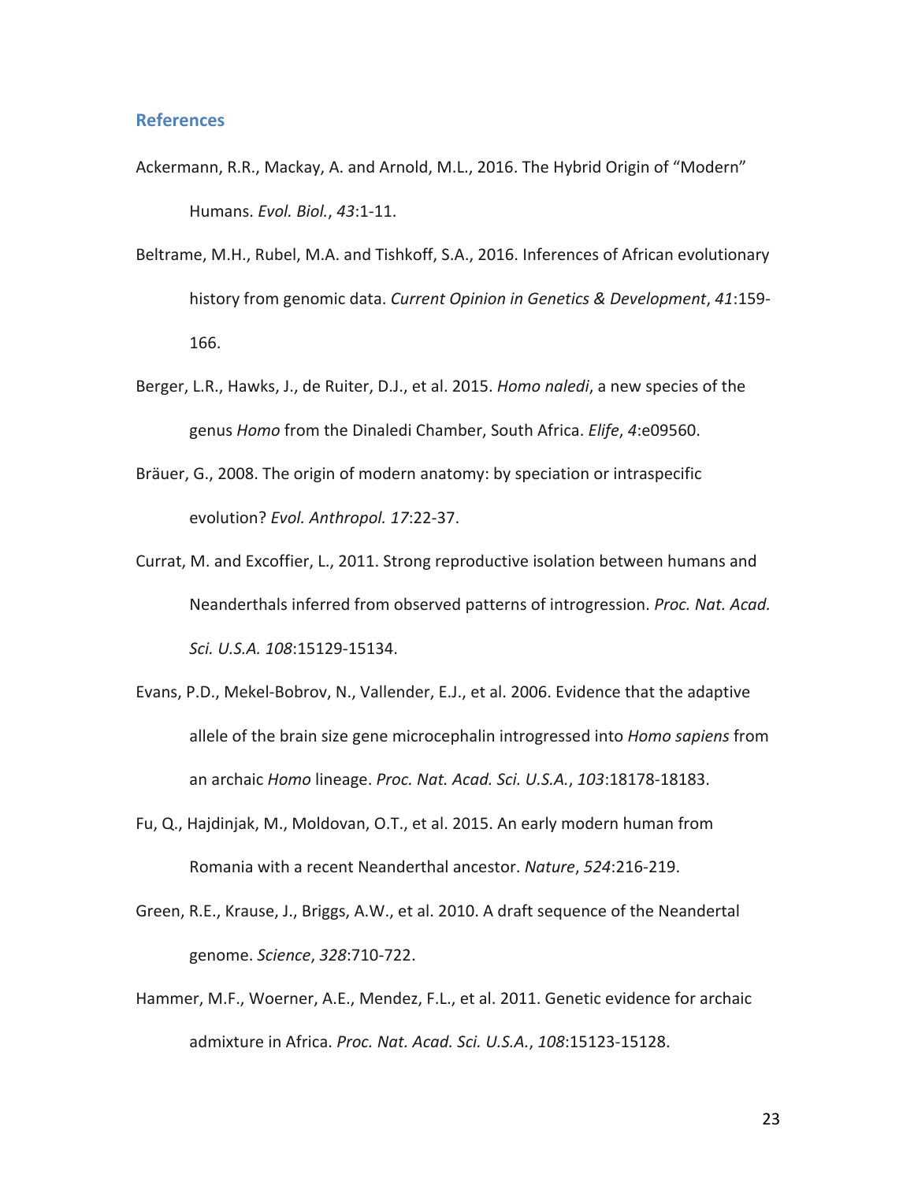## References

Ackermann, R.R., Mackay, A. and Arnold, M.L., 2016. The Hybrid Origin of "Modern" Humans. *Evol. Biol.*, *43*:1-11.

Beltrame, M.H., Rubel, M.A. and Tishkoff, S.A., 2016. Inferences of African evolutionary history from genomic data. *Current Opinion in Genetics & Development*, *41*:159-166.

Berger, L.R., Hawks, J., de Ruiter, D.J., et al. 2015. *Homo naledi*, a new species of the genus *Homo* from the Dinaledi Chamber, South Africa. *Elife*, *4*:e09560.

Bräuer, G., 2008. The origin of modern anatomy: by speciation or intraspecific evolution? *Evol. Anthropol. 17*:22-37.

Currat, M. and Excoffier, L., 2011. Strong reproductive isolation between humans and Neanderthals inferred from observed patterns of introgression. *Proc. Nat. Acad. Sci. U.S.A. 108*:15129-15134.

Evans, P.D., Mekel-Bobrov, N., Vallender, E.J., et al. 2006. Evidence that the adaptive allele of the brain size gene microcephalin introgressed into *Homo sapiens* from an archaic *Homo* lineage. *Proc. Nat. Acad. Sci. U.S.A.*, *103*:18178-18183.

Fu, Q., Hajdinjak, M., Moldovan, O.T., et al. 2015. An early modern human from Romania with a recent Neanderthal ancestor. *Nature*, *524*:216-219.

Green, R.E., Krause, J., Briggs, A.W., et al. 2010. A draft sequence of the Neandertal genome. *Science*, *328*:710-722.

Hammer, M.F., Woerner, A.E., Mendez, F.L., et al. 2011. Genetic evidence for archaic admixture in Africa. *Proc. Nat. Acad. Sci. U.S.A.*, *108*:15123-15128.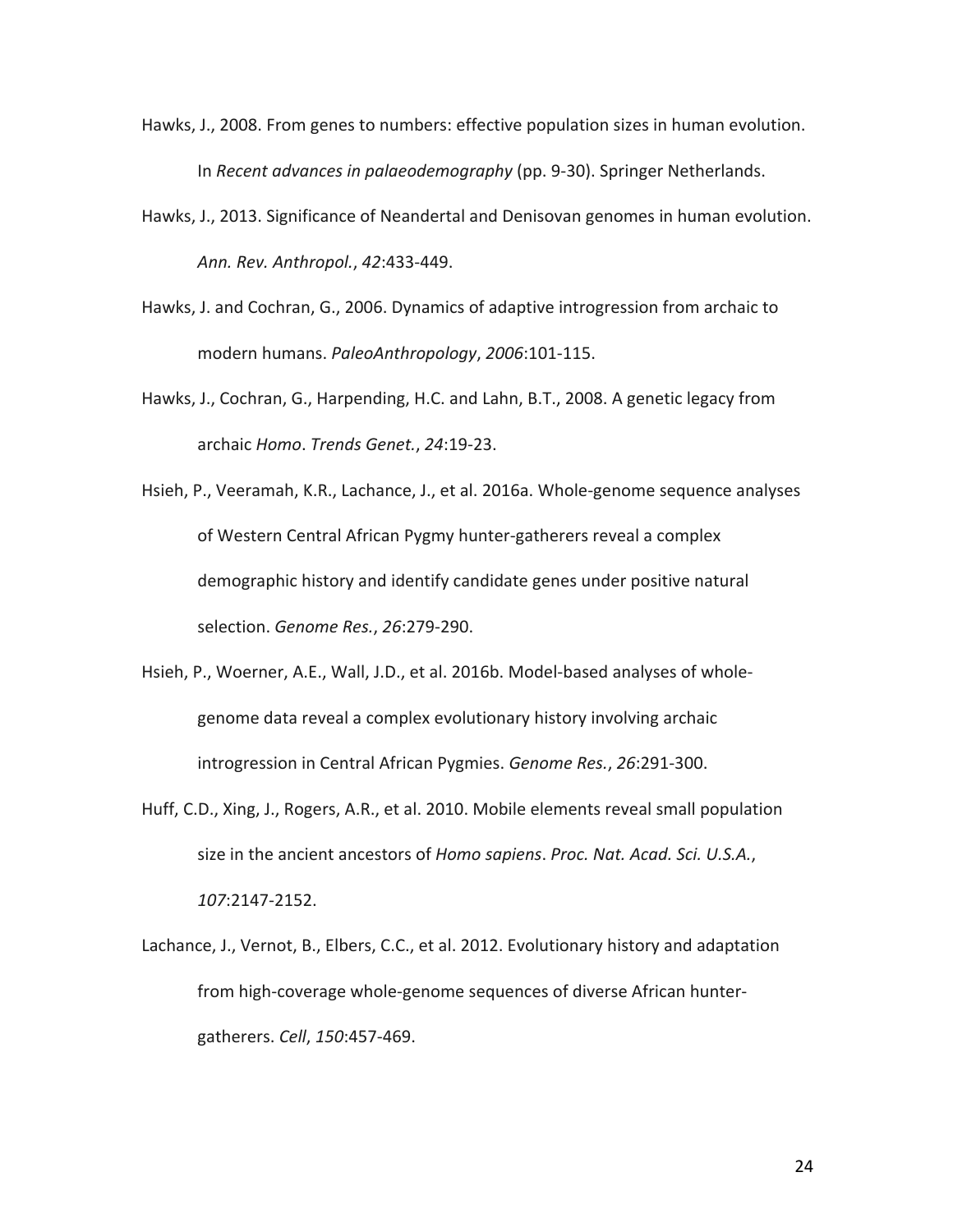Hawks, J., 2008. From genes to numbers: effective population sizes in human evolution. In *Recent advances in palaeodemography* (pp. 9-30). Springer Netherlands.

Hawks, J., 2013. Significance of Neandertal and Denisovan genomes in human evolution. *Ann. Rev. Anthropol.*, *42*:433-449.

Hawks, J. and Cochran, G., 2006. Dynamics of adaptive introgression from archaic to modern humans. *PaleoAnthropology*, *2006*:101-115.

Hawks, J., Cochran, G., Harpending, H.C. and Lahn, B.T., 2008. A genetic legacy from archaic *Homo*. *Trends Genet.*, *24*:19-23.

Hsieh, P., Veeramah, K.R., Lachance, J., et al. 2016a. Whole-genome sequence analyses of Western Central African Pygmy hunter-gatherers reveal a complex demographic history and identify candidate genes under positive natural selection. *Genome Res.*, *26*:279-290.

Hsieh, P., Woerner, A.E., Wall, J.D., et al. 2016b. Model-based analyses of whole-genome data reveal a complex evolutionary history involving archaic introgression in Central African Pygmies. *Genome Res.*, *26*:291-300.

Huff, C.D., Xing, J., Rogers, A.R., et al. 2010. Mobile elements reveal small population size in the ancient ancestors of *Homo sapiens*. *Proc. Nat. Acad. Sci. U.S.A.*, *107*:2147-2152.

Lachance, J., Vernot, B., Elbers, C.C., et al. 2012. Evolutionary history and adaptation from high-coverage whole-genome sequences of diverse African hunter-gatherers. *Cell*, *150*:457-469.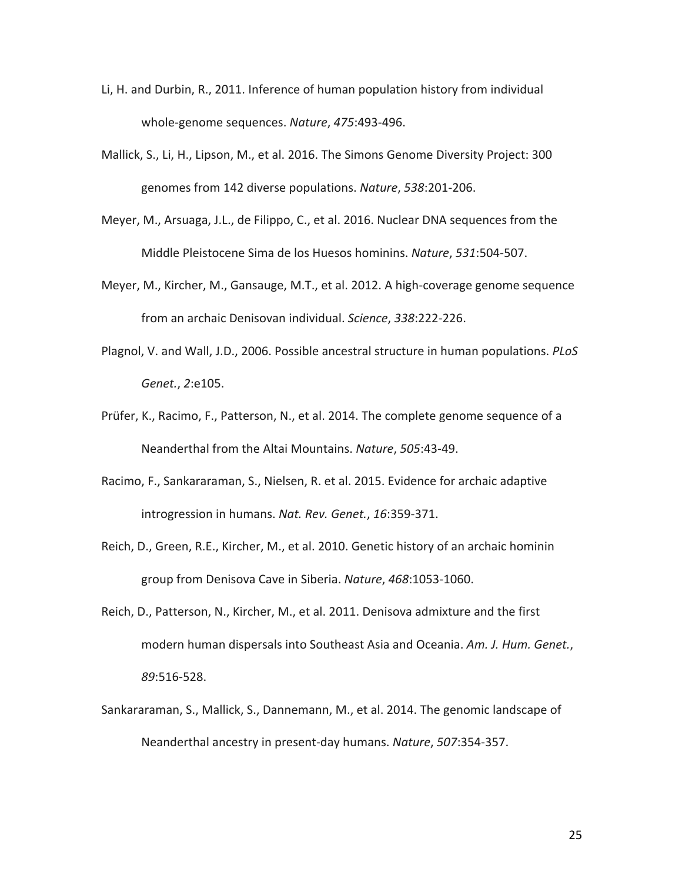Li, H. and Durbin, R., 2011. Inference of human population history from individual whole-genome sequences. *Nature*, *475*:493-496.

Mallick, S., Li, H., Lipson, M., et al. 2016. The Simons Genome Diversity Project: 300 genomes from 142 diverse populations. *Nature*, *538*:201-206.

Meyer, M., Arsuaga, J.L., de Filippo, C., et al. 2016. Nuclear DNA sequences from the Middle Pleistocene Sima de los Huesos hominins. *Nature*, *531*:504-507.

Meyer, M., Kircher, M., Gansauge, M.T., et al. 2012. A high-coverage genome sequence from an archaic Denisovan individual. *Science*, *338*:222-226.

Plagnol, V. and Wall, J.D., 2006. Possible ancestral structure in human populations. *PLoS Genet.*, *2*:e105.

Prüfer, K., Racimo, F., Patterson, N., et al. 2014. The complete genome sequence of a Neanderthal from the Altai Mountains. *Nature*, *505*:43-49.

Racimo, F., Sankararaman, S., Nielsen, R. et al. 2015. Evidence for archaic adaptive introgression in humans. *Nat. Rev. Genet.*, *16*:359-371.

Reich, D., Green, R.E., Kircher, M., et al. 2010. Genetic history of an archaic hominin group from Denisova Cave in Siberia. *Nature*, *468*:1053-1060.

Reich, D., Patterson, N., Kircher, M., et al. 2011. Denisova admixture and the first modern human dispersals into Southeast Asia and Oceania. *Am. J. Hum. Genet.*, *89*:516-528.

Sankararaman, S., Mallick, S., Dannemann, M., et al. 2014. The genomic landscape of Neanderthal ancestry in present-day humans. *Nature*, *507*:354-357.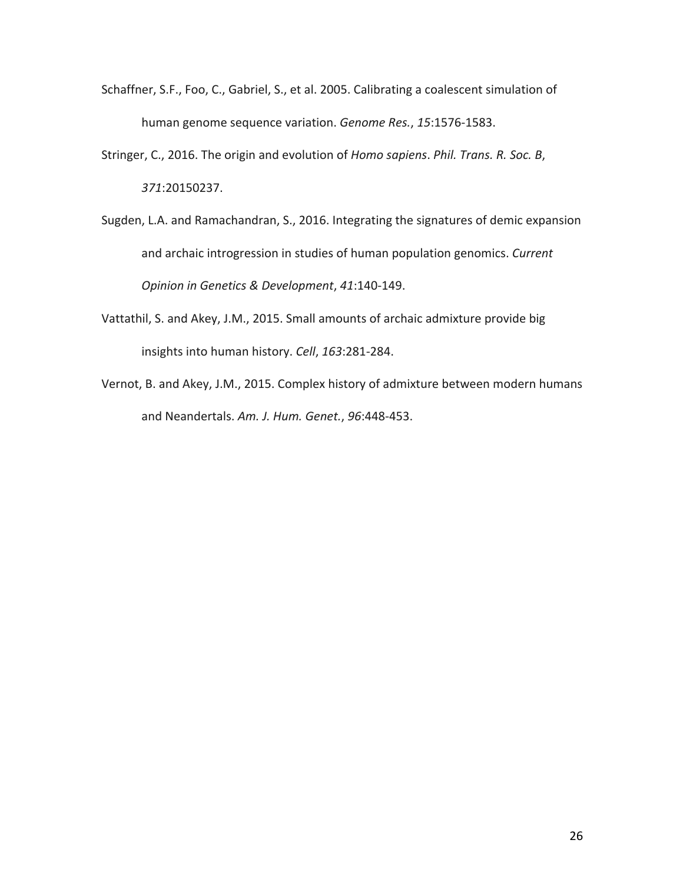Schaffner, S.F., Foo, C., Gabriel, S., et al. 2005. Calibrating a coalescent simulation of human genome sequence variation. *Genome Res.*, *15*:1576-1583.

Stringer, C., 2016. The origin and evolution of *Homo sapiens*. *Phil. Trans. R. Soc. B*, *371*:20150237.

Sugden, L.A. and Ramachandran, S., 2016. Integrating the signatures of demic expansion and archaic introgression in studies of human population genomics. *Current Opinion in Genetics & Development*, *41*:140-149.

Vattathil, S. and Akey, J.M., 2015. Small amounts of archaic admixture provide big insights into human history. *Cell*, *163*:281-284.

Vernot, B. and Akey, J.M., 2015. Complex history of admixture between modern humans and Neandertals. *Am. J. Hum. Genet.*, *96*:448-453.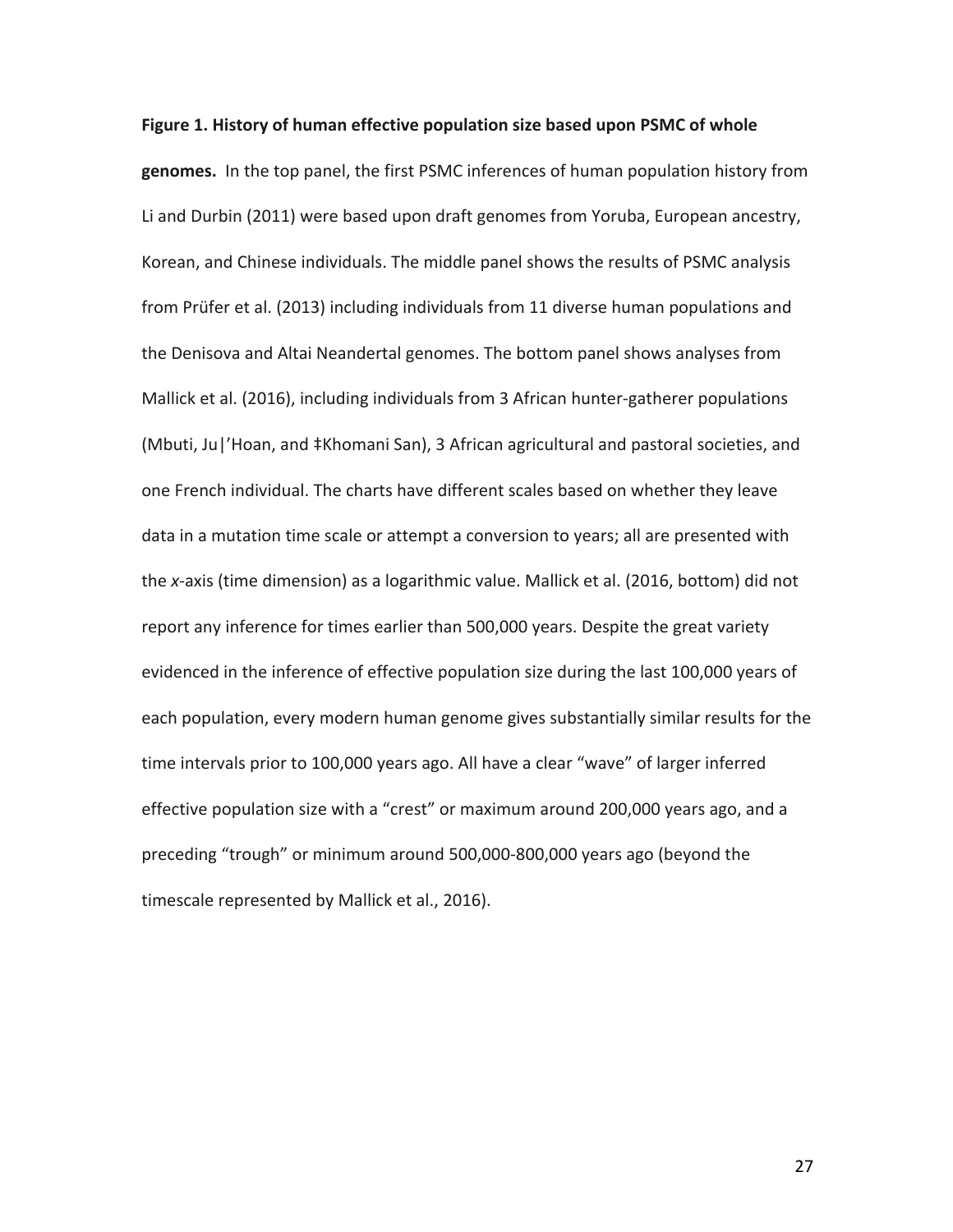**Figure 1. History of human effective population size based upon PSMC of whole genomes.** In the top panel, the first PSMC inferences of human population history from Li and Durbin (2011) were based upon draft genomes from Yoruba, European ancestry, Korean, and Chinese individuals. The middle panel shows the results of PSMC analysis from Prüfer et al. (2013) including individuals from 11 diverse human populations and the Denisova and Altai Neandertal genomes. The bottom panel shows analyses from Mallick et al. (2016), including individuals from 3 African hunter-gatherer populations (Mbuti, Ju|'Hoan, and ‡Khomani San), 3 African agricultural and pastoral societies, and one French individual. The charts have different scales based on whether they leave data in a mutation time scale or attempt a conversion to years; all are presented with the *x*-axis (time dimension) as a logarithmic value. Mallick et al. (2016, bottom) did not report any inference for times earlier than 500,000 years. Despite the great variety evidenced in the inference of effective population size during the last 100,000 years of each population, every modern human genome gives substantially similar results for the time intervals prior to 100,000 years ago. All have a clear "wave" of larger inferred effective population size with a "crest" or maximum around 200,000 years ago, and a preceding "trough" or minimum around 500,000-800,000 years ago (beyond the timescale represented by Mallick et al., 2016).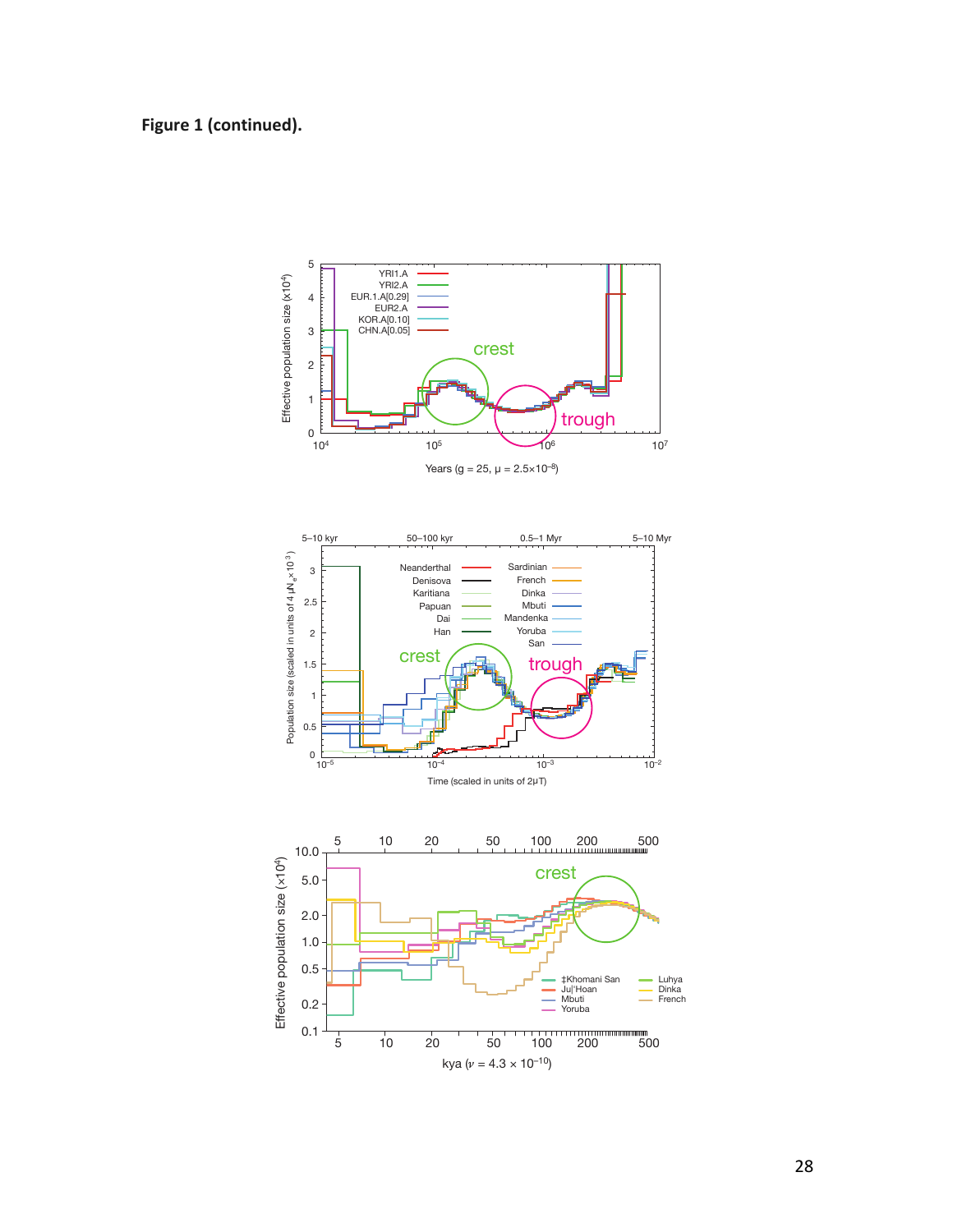**Figure 1 (continued).**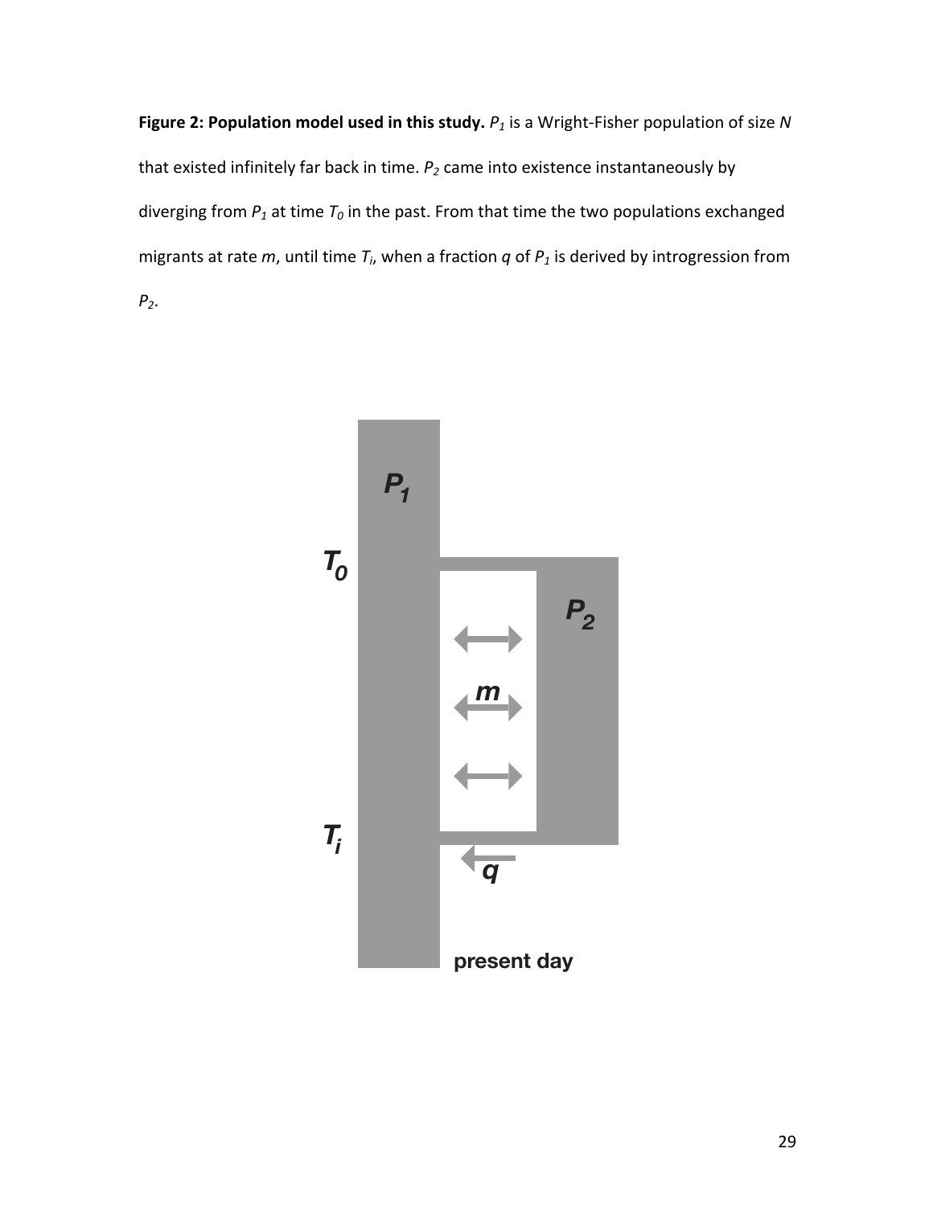**Figure 2: Population model used in this study.** $P_1$ is a Wright-Fisher population of size $N$ that existed infinitely far back in time. $P_2$ came into existence instantaneously by diverging from $P_1$ at time $T_0$ in the past. From that time the two populations exchanged migrants at rate $m$, until time $T_i$, when a fraction $q$ of $P_1$ is derived by introgression from $P_2$.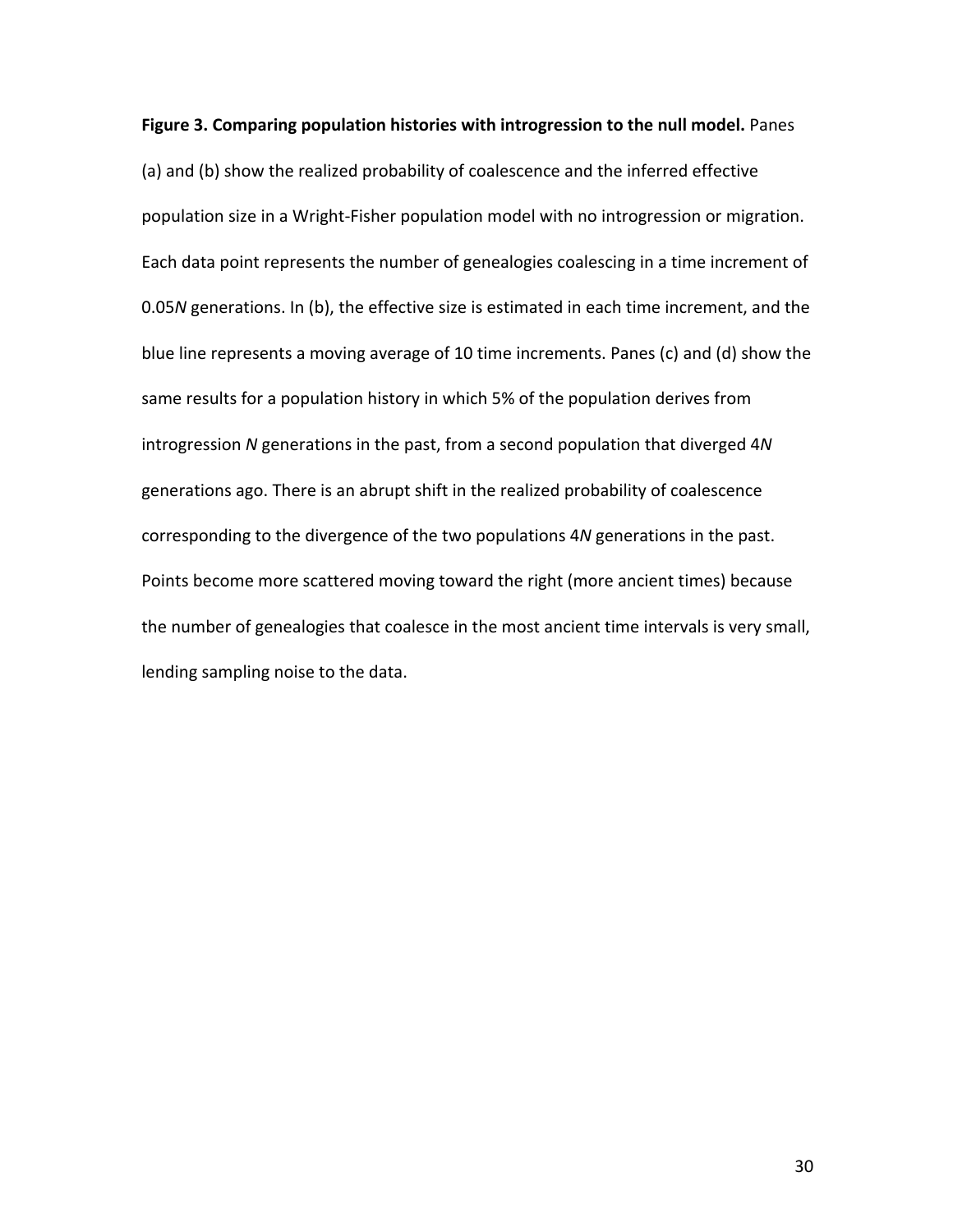**Figure 3. Comparing population histories with introgression to the null model.** Panes (a) and (b) show the realized probability of coalescence and the inferred effective population size in a Wright-Fisher population model with no introgression or migration. Each data point represents the number of genealogies coalescing in a time increment of 0.05*N* generations. In (b), the effective size is estimated in each time increment, and the blue line represents a moving average of 10 time increments. Panes (c) and (d) show the same results for a population history in which 5% of the population derives from introgression *N* generations in the past, from a second population that diverged 4*N* generations ago. There is an abrupt shift in the realized probability of coalescence corresponding to the divergence of the two populations 4*N* generations in the past. Points become more scattered moving toward the right (more ancient times) because the number of genealogies that coalesce in the most ancient time intervals is very small, lending sampling noise to the data.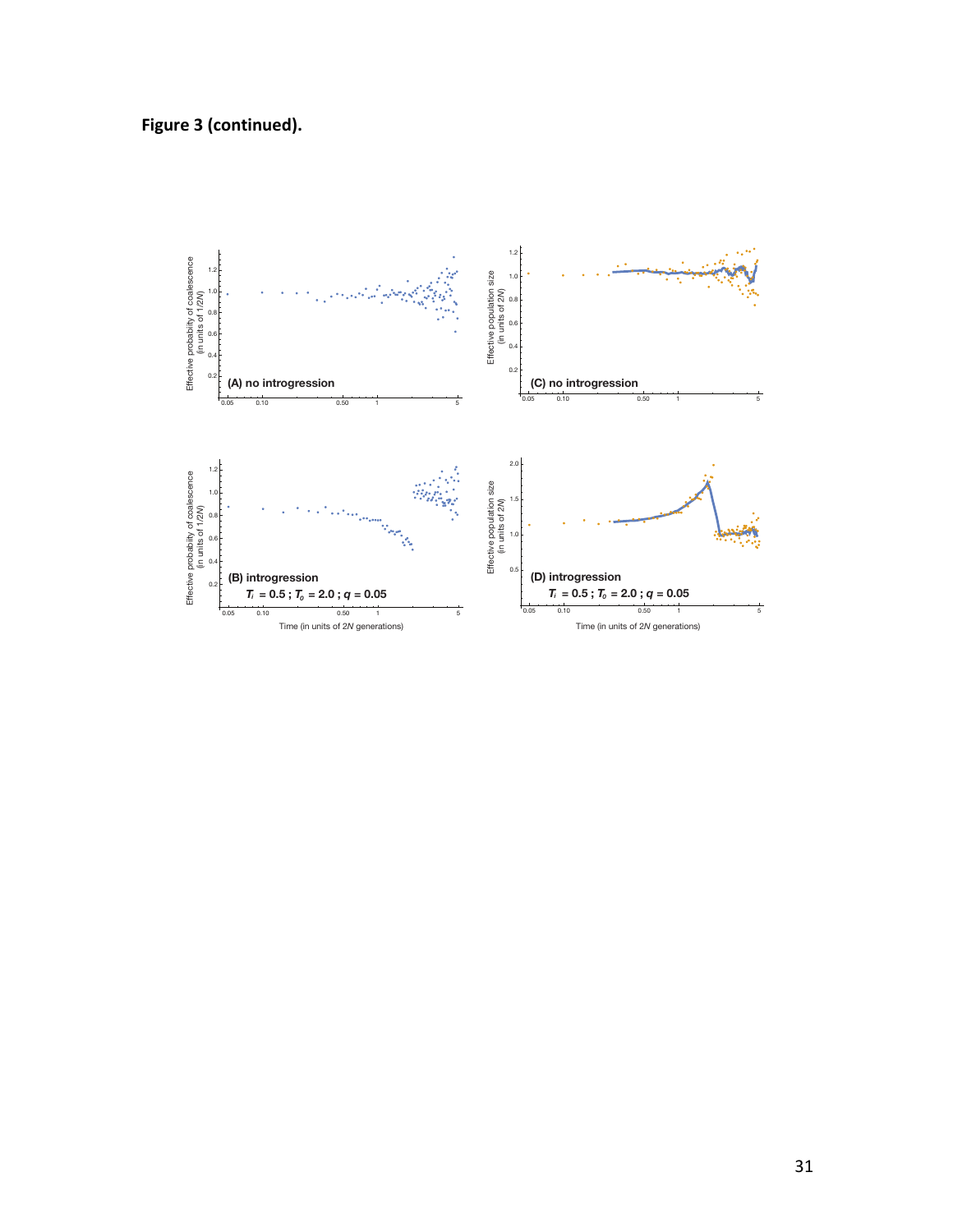**Figure 3 (continued).**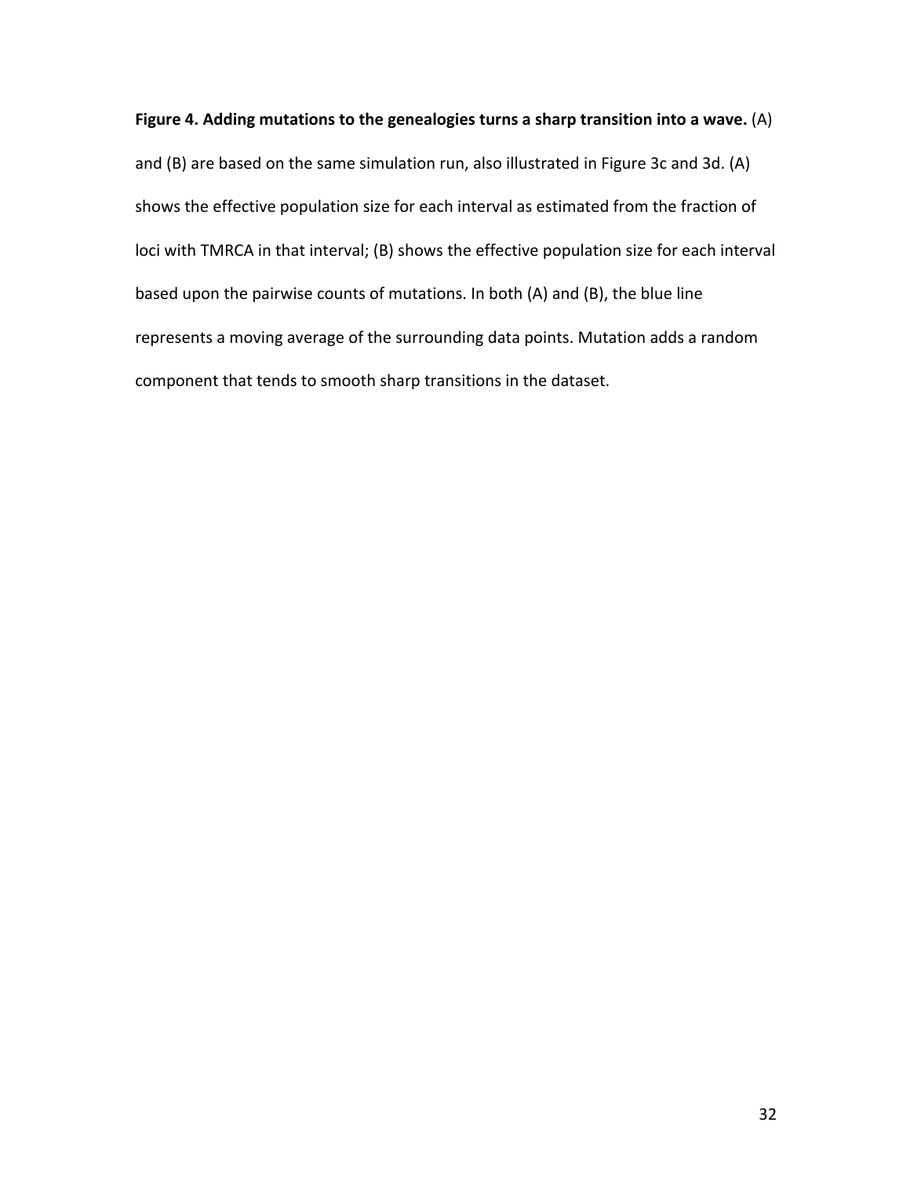**Figure 4. Adding mutations to the genealogies turns a sharp transition into a wave.** (A) and (B) are based on the same simulation run, also illustrated in Figure 3c and 3d. (A) shows the effective population size for each interval as estimated from the fraction of loci with TMRCA in that interval; (B) shows the effective population size for each interval based upon the pairwise counts of mutations. In both (A) and (B), the blue line represents a moving average of the surrounding data points. Mutation adds a random component that tends to smooth sharp transitions in the dataset.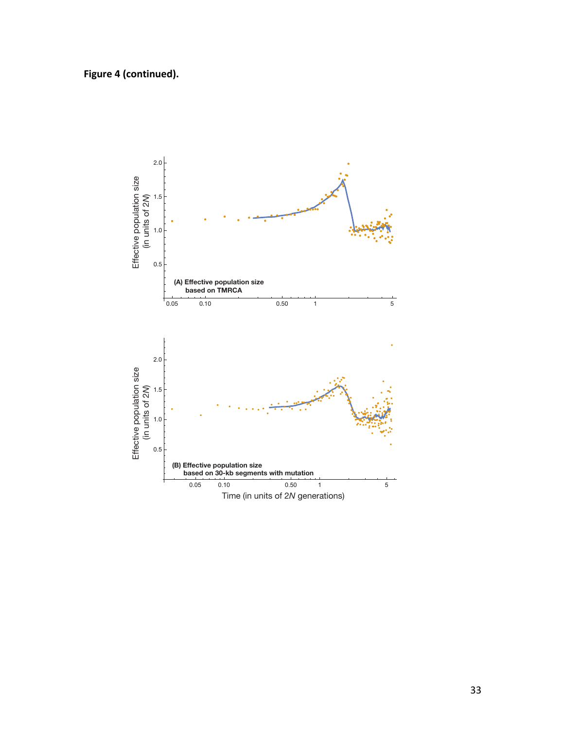**Figure 4 (continued).**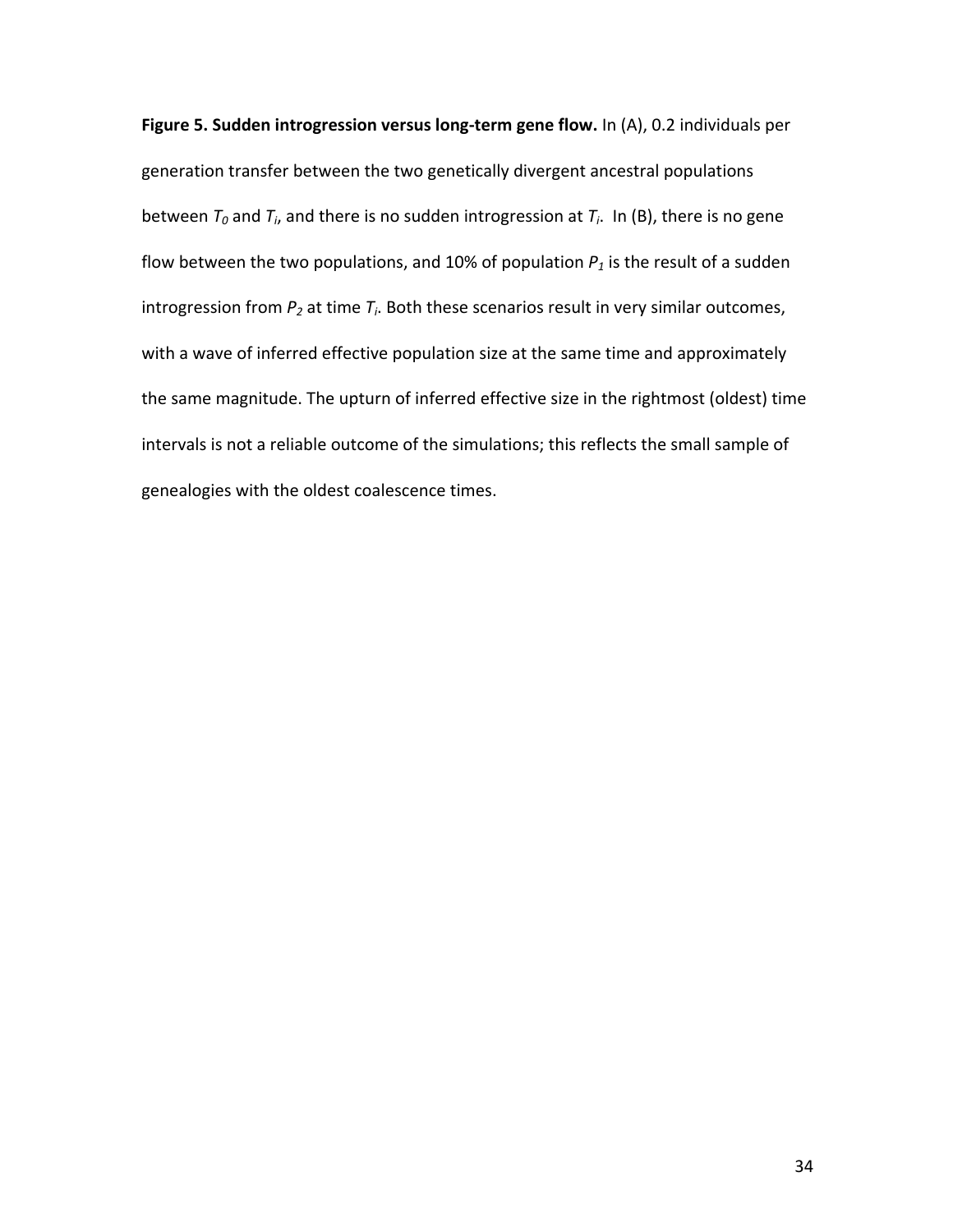**Figure 5. Sudden introgression versus long-term gene flow.** In (A), 0.2 individuals per generation transfer between the two genetically divergent ancestral populations between $T_0$ and $T_i$, and there is no sudden introgression at $T_i$. In (B), there is no gene flow between the two populations, and 10% of population $P_1$ is the result of a sudden introgression from $P_2$ at time $T_i$. Both these scenarios result in very similar outcomes, with a wave of inferred effective population size at the same time and approximately the same magnitude. The upturn of inferred effective size in the rightmost (oldest) time intervals is not a reliable outcome of the simulations; this reflects the small sample of genealogies with the oldest coalescence times.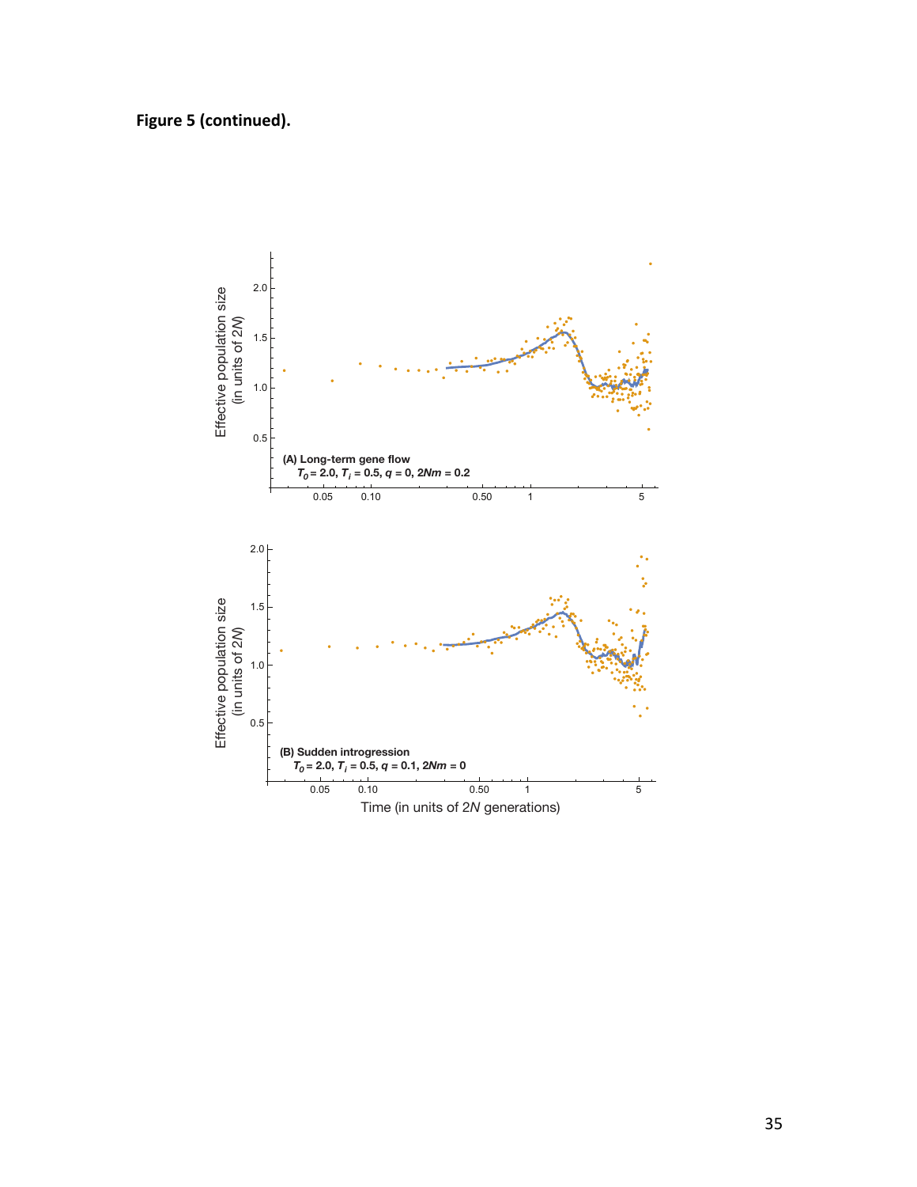**Figure 5 (continued).**

(A) Long-term gene flow
$T_0 = 2.0$, $T_i = 0.5$, $q = 0$, $2Nm = 0.2$

(B) Sudden introgression
$T_0 = 2.0$, $T_i = 0.5$, $q = 0.1$, $2Nm = 0$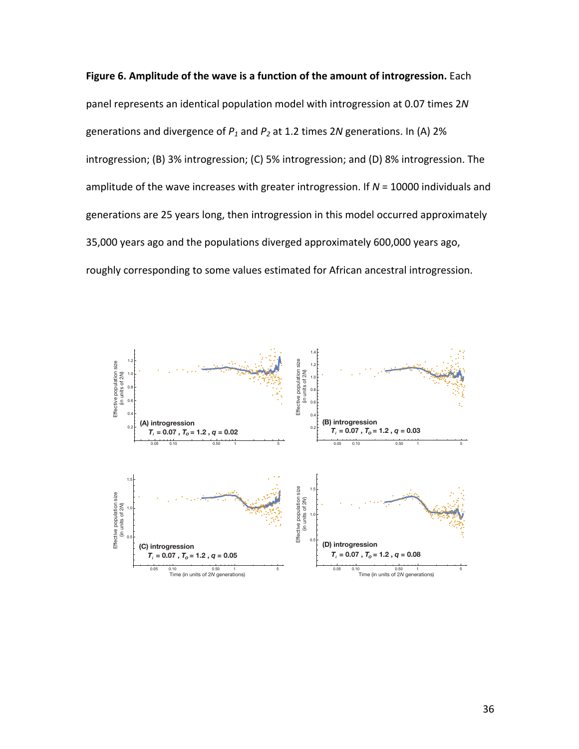**Figure 6. Amplitude of the wave is a function of the amount of introgression.** Each panel represents an identical population model with introgression at 0.07 times 2*N* generations and divergence of $P_1$ and $P_2$ at 1.2 times 2*N* generations. In (A) 2% introgression; (B) 3% introgression; (C) 5% introgression; and (D) 8% introgression. The amplitude of the wave increases with greater introgression. If *N* = 10000 individuals and generations are 25 years long, then introgression in this model occurred approximately 35,000 years ago and the populations diverged approximately 600,000 years ago, roughly corresponding to some values estimated for African ancestral introgression.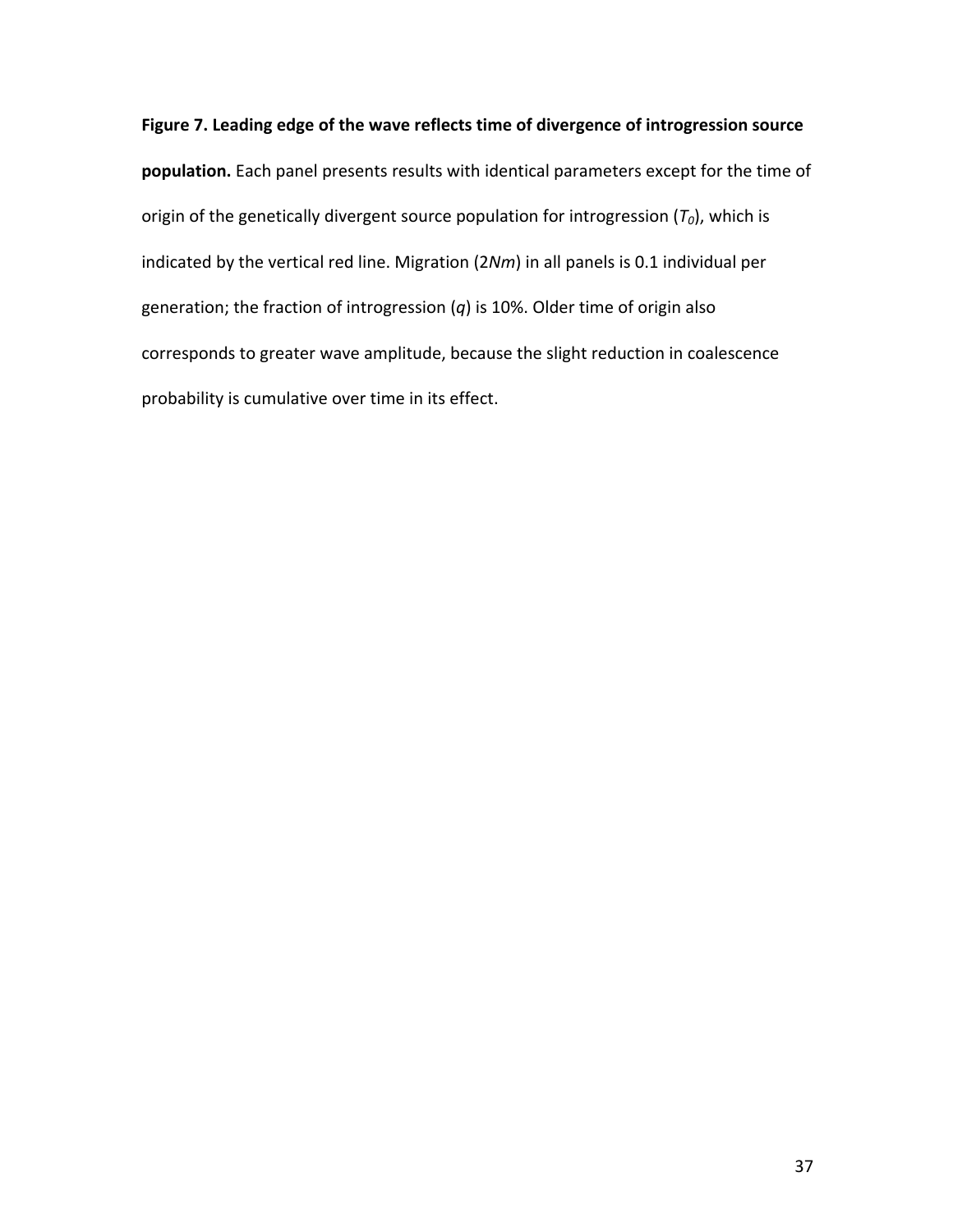**Figure 7. Leading edge of the wave reflects time of divergence of introgression source population.** Each panel presents results with identical parameters except for the time of origin of the genetically divergent source population for introgression ($T_0$), which is indicated by the vertical red line. Migration ($2Nm$) in all panels is 0.1 individual per generation; the fraction of introgression ($q$) is 10%. Older time of origin also corresponds to greater wave amplitude, because the slight reduction in coalescence probability is cumulative over time in its effect.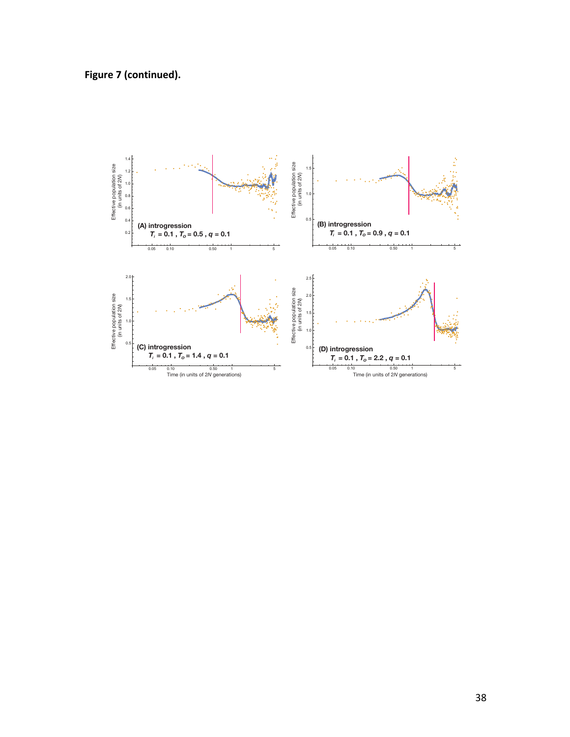**Figure 7 (continued).**

Effective population size (in units of 2N)

(A) introgression
$T_i$ = 0.1 , $T_o$ = 0.5 , $q$ = 0.1

(B) introgression
$T_i$ = 0.1 , $T_o$ = 0.9 , $q$ = 0.1

(C) introgression
$T_i$ = 0.1 , $T_o$ = 1.4 , $q$ = 0.1

(D) introgression
$T_i$ = 0.1 , $T_o$ = 2.2 , $q$ = 0.1

Time (in units of 2N generations)